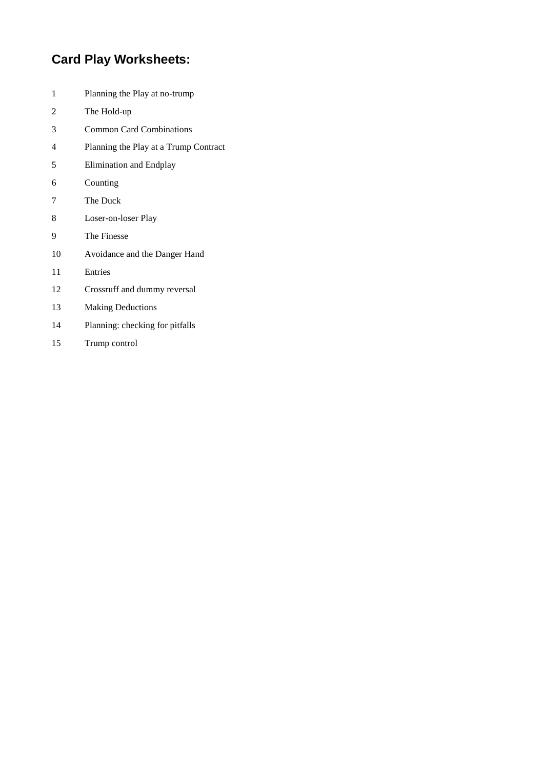# Card Play Worksheets:

| | |
|---|---|
| 1 | Planning the Play at no-trump |
| 2 | The Hold-up |
| 3 | Common Card Combinations |
| 4 | Planning the Play at a Trump Contract |
| 5 | Elimination and Endplay |
| 6 | Counting |
| 7 | The Duck |
| 8 | Loser-on-loser Play |
| 9 | The Finesse |
| 10 | Avoidance and the Danger Hand |
| 11 | Entries |
| 12 | Crossruff and dummy reversal |
| 13 | Making Deductions |
| 14 | Planning: checking for pitfalls |
| 15 | Trump control |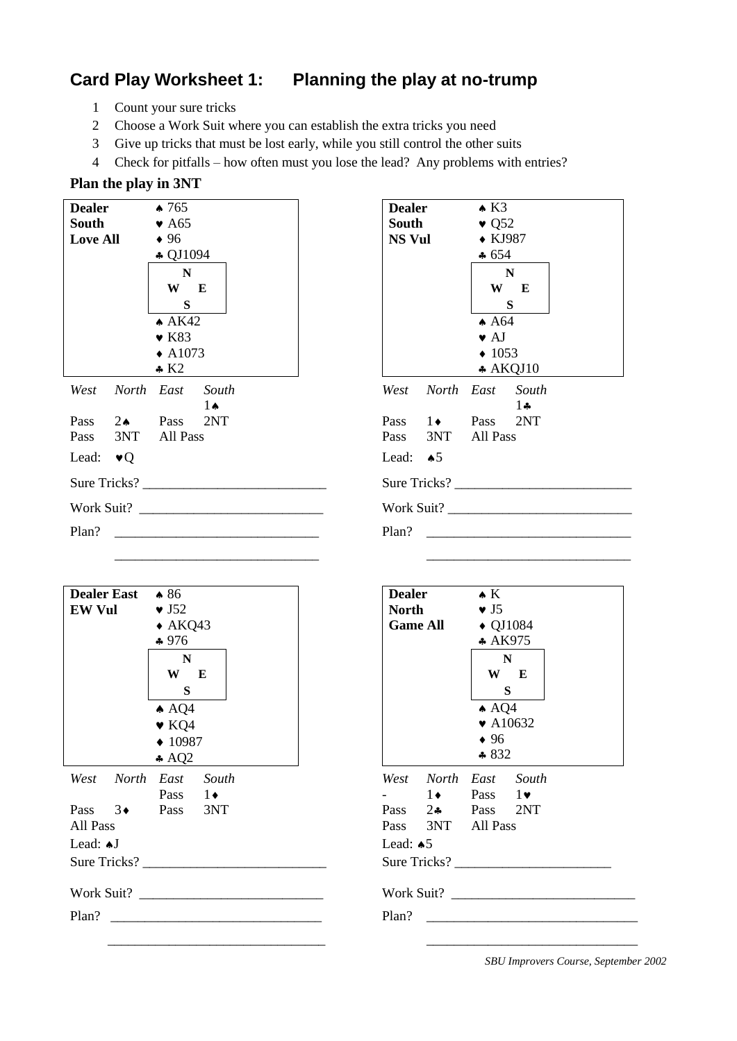## Card Play Worksheet 1: Planning the play at no-trump

1. Count your sure tricks
2. Choose a Work Suit where you can establish the extra tricks you need
3. Give up tricks that must be lost early, while you still control the other suits
4. Check for pitfalls – how often must you lose the lead? Any problems with entries?

**Plan the play in 3NT**

**Dealer South**
**Love All**

North: ♠ 765 ♥ A65 ♦ 96 ♣ QJ1094

South: ♠ AK42 ♥ K83 ♦ A1073 ♣ K2

| West | North | East | South |
|---|---|---|---|
| | | | 1♠ |
| Pass | 2♠ | Pass | 2NT |
| Pass | 3NT | All Pass | |

Lead: ♥Q

Sure Tricks? ___________________________

Work Suit? ___________________________

Plan? ___________________________

___________________________

**Dealer South**
**NS Vul**

North: ♠ K3 ♥ Q52 ♦ KJ987 ♣ 654

South: ♠ A64 ♥ AJ ♦ 1053 ♣ AKQJ10

| West | North | East | South |
|---|---|---|---|
| | | | 1♣ |
| Pass | 1♦ | Pass | 2NT |
| Pass | 3NT | All Pass | |

Lead: ♠5

Sure Tricks? ___________________________

Work Suit? ___________________________

Plan? ___________________________

___________________________

**Dealer East**
**EW Vul**

North: ♠ 86 ♥ J52 ♦ AKQ43 ♣ 976

South: ♠ AQ4 ♥ KQ4 ♦ 10987 ♣ AQ2

| West | North | East | South |
|---|---|---|---|
| | | Pass | 1♦ |
| Pass | 3♦ | Pass | 3NT |
| All Pass | | | |

Lead: ♠J

Sure Tricks? ___________________________

Work Suit? ___________________________

Plan? ___________________________

___________________________

**Dealer North**
**Game All**

North: ♠ K ♥ J5 ♦ QJ1084 ♣ AK975

South: ♠ AQ4 ♥ A10632 ♦ 96 ♣ 832

| West | North | East | South |
|---|---|---|---|
| - | 1♦ | Pass | 1♥ |
| Pass | 2♣ | Pass | 2NT |
| Pass | 3NT | All Pass | |

Lead: ♠5

Sure Tricks? ___________________________

Work Suit? ___________________________

Plan? ___________________________

___________________________

*SBU Improvers Course, September 2002*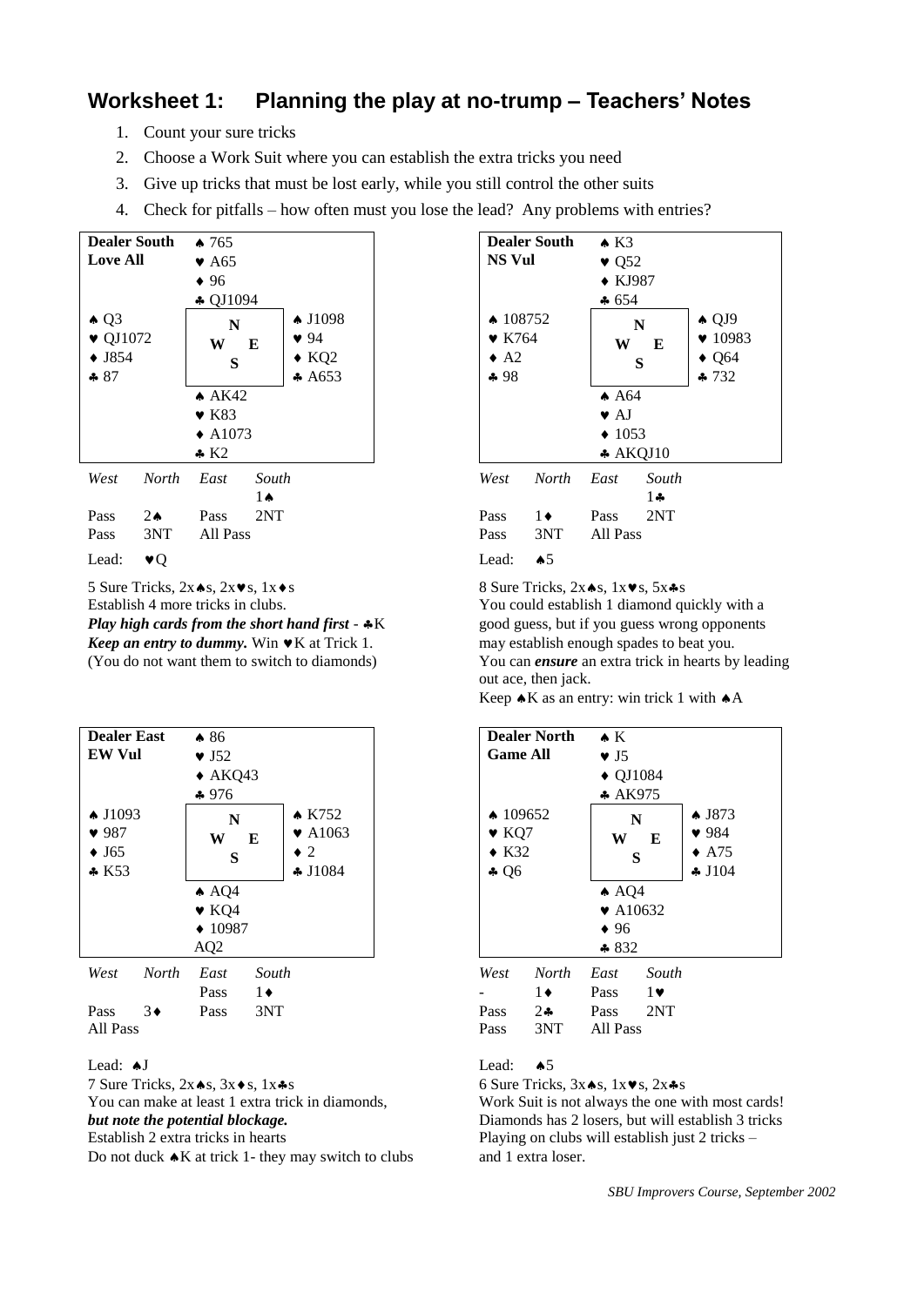## Worksheet 1: Planning the play at no-trump – Teachers' Notes

1. Count your sure tricks
2. Choose a Work Suit where you can establish the extra tricks you need
3. Give up tricks that must be lost early, while you still control the other suits
4. Check for pitfalls – how often must you lose the lead? Any problems with entries?

**Dealer South**
**Love All**

| | North | |
|---|---|---|
| | ♠ 765<br>♥ A65<br>♦ 96<br>♣ QJ1094 | |
| **West**<br>♠ Q3<br>♥ QJ1072<br>♦ J854<br>♣ 87 | N<br>W E<br>S | **East**<br>♠ J1098<br>♥ 94<br>♦ KQ2<br>♣ A653 |
| | ♠ AK42<br>♥ K83<br>♦ A1073<br>♣ K2 | |

| *West* | *North* | *East* | *South* |
|---|---|---|---|
| | | | 1♠ |
| Pass | 2♠ | Pass | 2NT |
| Pass | 3NT | All Pass | |

Lead: ♥Q

5 Sure Tricks, 2x♠s, 2x♥s, 1x♦s
Establish 4 more tricks in clubs.
***Play high cards from the short hand first*** - ♣K
***Keep an entry to dummy.*** Win ♥K at Trick 1.
(You do not want them to switch to diamonds)

**Dealer South**
**NS Vul**

| | North | |
|---|---|---|
| | ♠ K3<br>♥ Q52<br>♦ KJ987<br>♣ 654 | |
| **West**<br>♠ 108752<br>♥ K764<br>♦ A2<br>♣ 98 | N<br>W E<br>S | **East**<br>♠ QJ9<br>♥ 10983<br>♦ Q64<br>♣ 732 |
| | ♠ A64<br>♥ AJ<br>♦ 1053<br>♣ AKQJ10 | |

| *West* | *North* | *East* | *South* |
|---|---|---|---|
| | | | 1♣ |
| Pass | 1♦ | Pass | 2NT |
| Pass | 3NT | All Pass | |

Lead: ♠5

8 Sure Tricks, 2x♠s, 1x♥s, 5x♣s
You could establish 1 diamond quickly with a good guess, but if you guess wrong opponents may establish enough spades to beat you.
You can ***ensure*** an extra trick in hearts by leading out ace, then jack.
Keep ♠K as an entry: win trick 1 with ♠A

**Dealer East**
**EW Vul**

| | North | |
|---|---|---|
| | ♠ 86<br>♥ J52<br>♦ AKQ43<br>♣ 976 | |
| **West**<br>♠ J1093<br>♥ 987<br>♦ J65<br>♣ K53 | N<br>W E<br>S | **East**<br>♠ K752<br>♥ A1063<br>♦ 2<br>♣ J1084 |
| | ♠ AQ4<br>♥ KQ4<br>♦ 10987<br>AQ2 | |

| *West* | *North* | *East* | *South* |
|---|---|---|---|
| | | Pass | 1♦ |
| Pass | 3♦ | Pass | 3NT |
| All Pass | | | |

Lead: ♠J

7 Sure Tricks, 2x♠s, 3x♦s, 1x♣s
You can make at least 1 extra trick in diamonds,
***but note the potential blockage.***
Establish 2 extra tricks in hearts
Do not duck ♠K at trick 1- they may switch to clubs

**Dealer North**
**Game All**

| | North | |
|---|---|---|
| | ♠ K<br>♥ J5<br>♦ QJ1084<br>♣ AK975 | |
| **West**<br>♠ 109652<br>♥ KQ7<br>♦ K32<br>♣ Q6 | N<br>W E<br>S | **East**<br>♠ J873<br>♥ 984<br>♦ A75<br>♣ J104 |
| | ♠ AQ4<br>♥ A10632<br>♦ 96<br>♣ 832 | |

| *West* | *North* | *East* | *South* |
|---|---|---|---|
| - | 1♦ | Pass | 1♥ |
| Pass | 2♣ | Pass | 2NT |
| Pass | 3NT | All Pass | |

Lead: ♠5

6 Sure Tricks, 3x♠s, 1x♥s, 2x♣s
Work Suit is not always the one with most cards!
Diamonds has 2 losers, but will establish 3 tricks
Playing on clubs will establish just 2 tricks – and 1 extra loser.

*SBU Improvers Course, September 2002*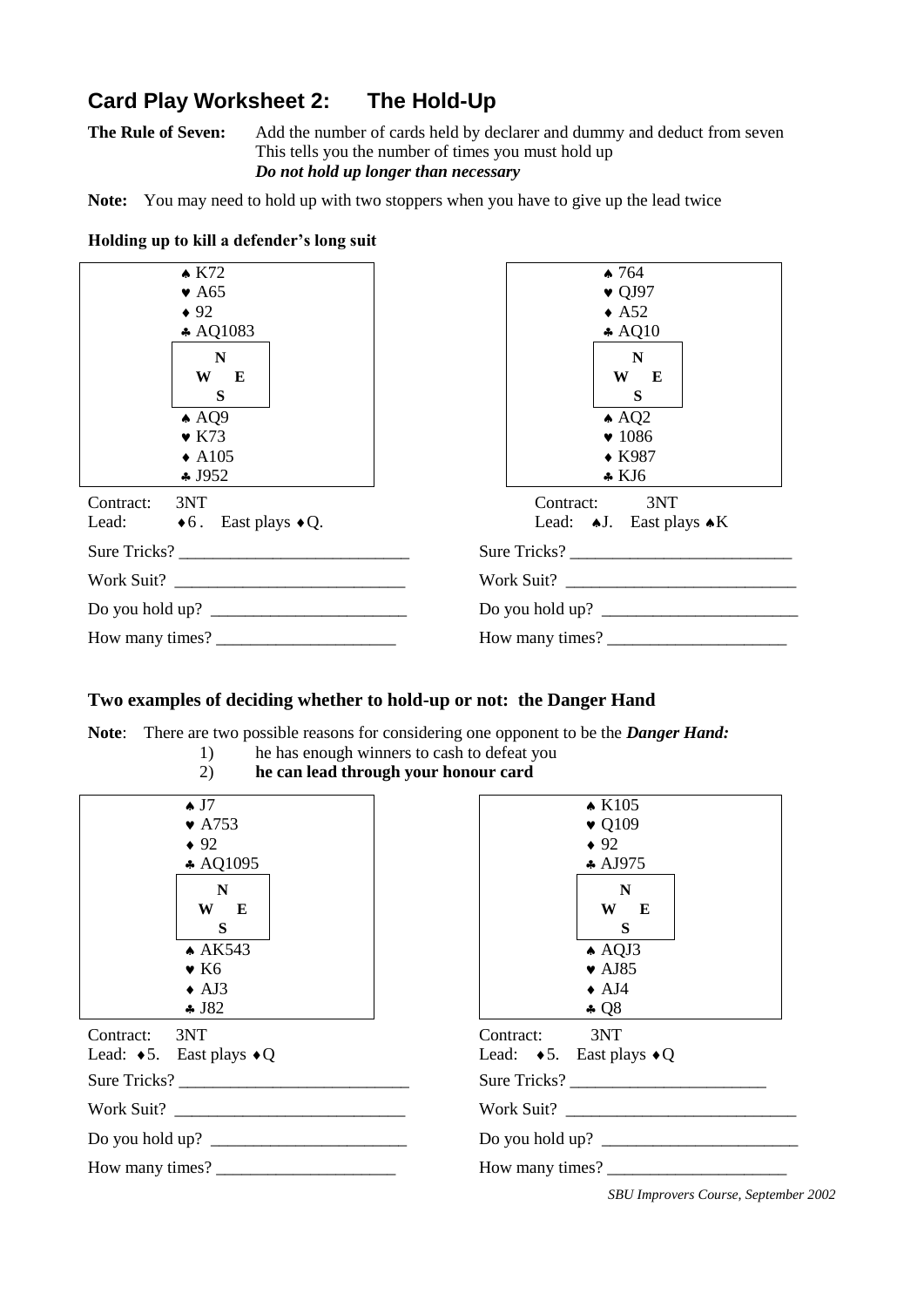## Card Play Worksheet 2: The Hold-Up

**The Rule of Seven:** Add the number of cards held by declarer and dummy and deduct from seven
This tells you the number of times you must hold up
***Do not hold up longer than necessary***

**Note:** You may need to hold up with two stoppers when you have to give up the lead twice

**Holding up to kill a defender's long suit**

```
        ♠ K72
        ♥ A65
        ♦ 92
        ♣ AQ1083
          N
        W   E
          S
        ♠ AQ9
        ♥ K73
        ♦ A105
        ♣ J952
```

Contract: 3NT
Lead: ♦6. East plays ♦Q.

Sure Tricks? ___________________________

Work Suit? ___________________________

Do you hold up? ________________________

How many times? _____________________

```
        ♠ 764
        ♥ QJ97
        ♦ A52
        ♣ AQ10
          N
        W   E
          S
        ♠ AQ2
        ♥ 1086
        ♦ K987
        ♣ KJ6
```

Contract: 3NT
Lead: ♠J. East plays ♠K

Sure Tricks? ___________________________

Work Suit? ___________________________

Do you hold up? ________________________

How many times? _____________________

### Two examples of deciding whether to hold-up or not: the Danger Hand

**Note**: There are two possible reasons for considering one opponent to be the ***Danger Hand:***

1) he has enough winners to cash to defeat you
2) **he can lead through your honour card**

```
        ♠ J7
        ♥ A753
        ♦ 92
        ♣ AQ1095
          N
        W   E
          S
        ♠ AK543
        ♥ K6
        ♦ AJ3
        ♣ J82
```

Contract: 3NT
Lead: ♦5. East plays ♦Q

Sure Tricks? ___________________________

Work Suit? ___________________________

Do you hold up? ________________________

How many times? _____________________

```
        ♠ K105
        ♥ Q109
        ♦ 92
        ♣ AJ975
          N
        W   E
          S
        ♠ AQJ3
        ♥ AJ85
        ♦ AJ4
        ♣ Q8
```

Contract: 3NT
Lead: ♦5. East plays ♦Q

Sure Tricks? ________________________

Work Suit? ___________________________

Do you hold up? ________________________

How many times? _____________________

*SBU Improvers Course, September 2002*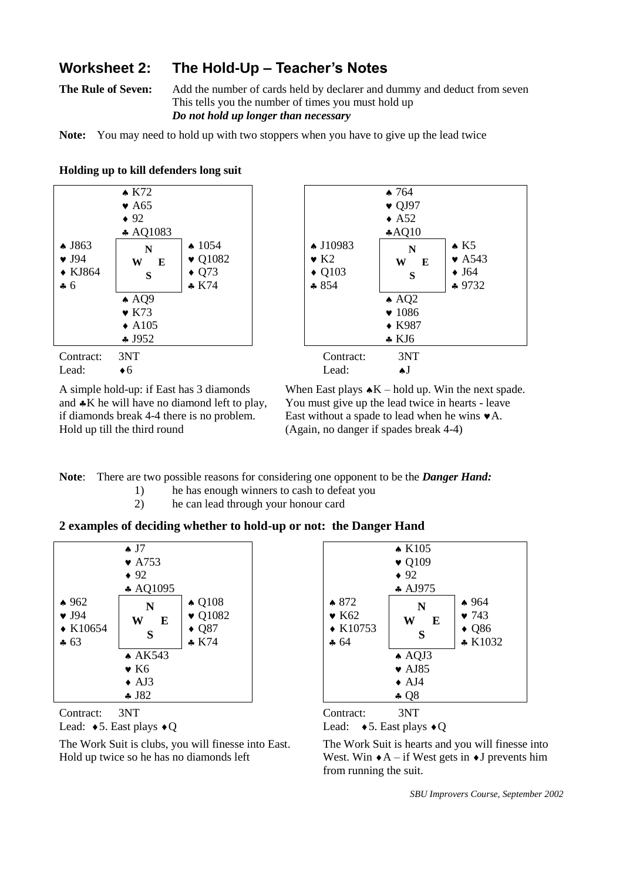## Worksheet 2: The Hold-Up – Teacher's Notes

**The Rule of Seven:** Add the number of cards held by declarer and dummy and deduct from seven
This tells you the number of times you must hold up
***Do not hold up longer than necessary***

**Note:** You may need to hold up with two stoppers when you have to give up the lead twice

**Holding up to kill defenders long suit**

```
            ♠ K72
            ♥ A65
            ♦ 92
            ♣ AQ1083
♠ J863                  ♠ 1054
♥ J94         N         ♥ Q1082
♦ KJ864     W   E       ♦ Q73
♣ 6           S         ♣ K74
            ♠ AQ9
            ♥ K73
            ♦ A105
            ♣ J952
```

Contract: 3NT
Lead: ♦6

A simple hold-up: if East has 3 diamonds and ♣K he will have no diamond left to play, if diamonds break 4-4 there is no problem. Hold up till the third round

```
            ♠ 764
            ♥ QJ97
            ♦ A52
            ♣ AQ10
♠ J10983                ♠ K5
♥ K2          N         ♥ A543
♦ Q103      W   E       ♦ J64
♣ 854         S         ♣ 9732
            ♠ AQ2
            ♥ 1086
            ♦ K987
            ♣ KJ6
```

Contract: 3NT
Lead: ♠J

When East plays ♠K – hold up. Win the next spade. You must give up the lead twice in hearts - leave East without a spade to lead when he wins ♥A. (Again, no danger if spades break 4-4)

**Note**: There are two possible reasons for considering one opponent to be the ***Danger Hand:***

1) he has enough winners to cash to defeat you
2) he can lead through your honour card

### 2 examples of deciding whether to hold-up or not: the Danger Hand

```
            ♠ J7
            ♥ A753
            ♦ 92
            ♣ AQ1095
♠ 962                   ♠ Q108
♥ J94         N         ♥ Q1082
♦ K10654    W   E       ♦ Q87
♣ 63          S         ♣ K74
            ♠ AK543
            ♥ K6
            ♦ AJ3
            ♣ J82
```

Contract: 3NT
Lead: ♦5. East plays ♦Q

The Work Suit is clubs, you will finesse into East. Hold up twice so he has no diamonds left

```
            ♠ K105
            ♥ Q109
            ♦ 92
            ♣ AJ975
♠ 872                   ♠ 964
♥ K62         N         ♥ 743
♦ K10753    W   E       ♦ Q86
♣ 64          S         ♣ K1032
            ♠ AQJ3
            ♥ AJ85
            ♦ AJ4
            ♣ Q8
```

Contract: 3NT
Lead: ♦5. East plays ♦Q

The Work Suit is hearts and you will finesse into West. Win ♦A – if West gets in ♦J prevents him from running the suit.

*SBU Improvers Course, September 2002*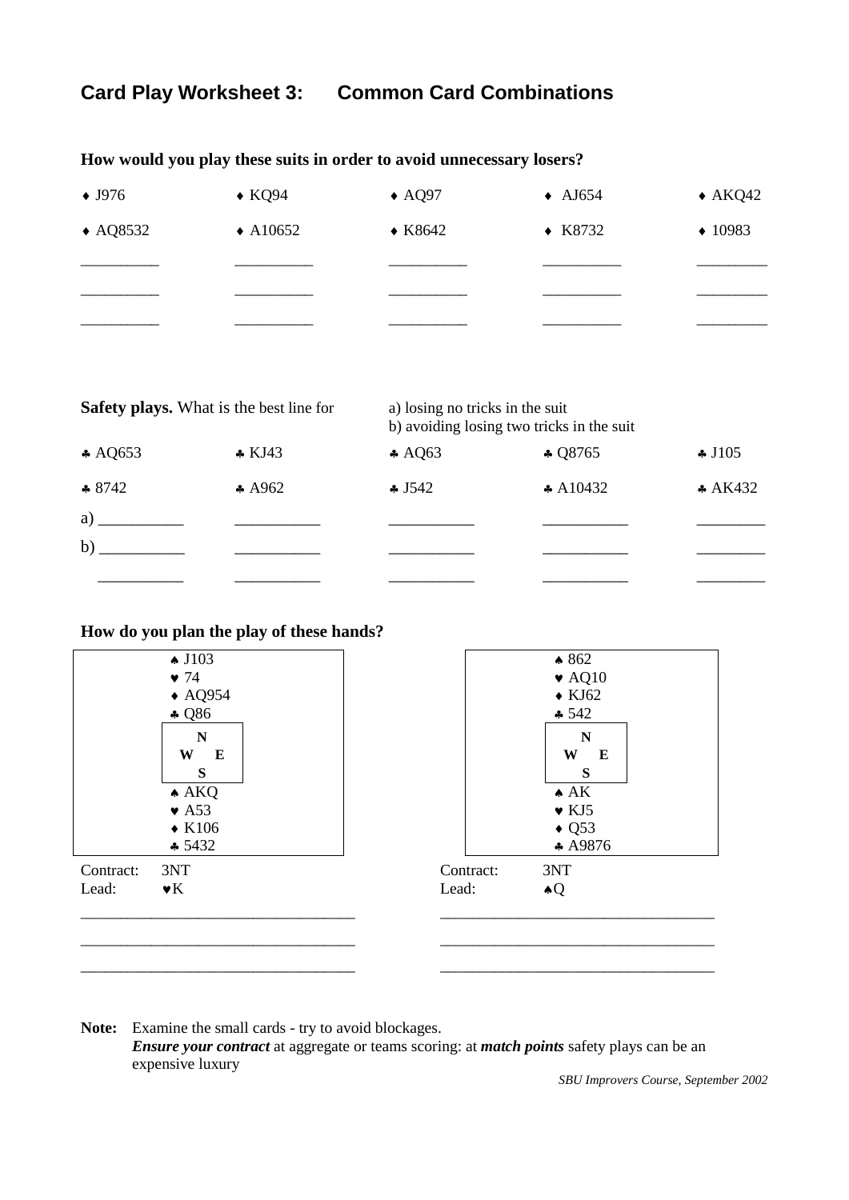## Card Play Worksheet 3: Common Card Combinations

**How would you play these suits in order to avoid unnecessary losers?**

| ♦ J976 | ♦ KQ94 | ♦ AQ97 | ♦ AJ654 | ♦ AKQ42 |
|---|---|---|---|---|
| ♦ AQ8532 | ♦ A10652 | ♦ K8642 | ♦ K8732 | ♦ 10983 |
| __________ | __________ | __________ | __________ | _________ |
| __________ | __________ | __________ | __________ | _________ |
| __________ | __________ | __________ | __________ | _________ |

**Safety plays.** What is the best line for

a) losing no tricks in the suit
b) avoiding losing two tricks in the suit

| ♣ AQ653 | ♣ KJ43 | ♣ AQ63 | ♣ Q8765 | ♣ J105 |
|---|---|---|---|---|
| ♣ 8742 | ♣ A962 | ♣ J542 | ♣ A10432 | ♣ AK432 |
| a) __________ | __________ | __________ | __________ | ________ |
| b) __________ | __________ | __________ | __________ | ________ |
| __________ | __________ | __________ | __________ | ________ |

**How do you plan the play of these hands?**

**Hand 1**

North:
♠ J103
♥ 74
♦ AQ954
♣ Q86

South:
♠ AKQ
♥ A53
♦ K106
♣ 5432

Contract: 3NT
Lead: ♥K

__________________________________
__________________________________
__________________________________

**Hand 2**

North:
♠ 862
♥ AQ10
♦ KJ62
♣ 542

South:
♠ AK
♥ KJ5
♦ Q53
♣ A9876

Contract: 3NT
Lead: ♠Q

__________________________________
__________________________________
__________________________________

**Note:** Examine the small cards - try to avoid blockages.
***Ensure your contract*** at aggregate or teams scoring: at ***match points*** safety plays can be an expensive luxury

*SBU Improvers Course, September 2002*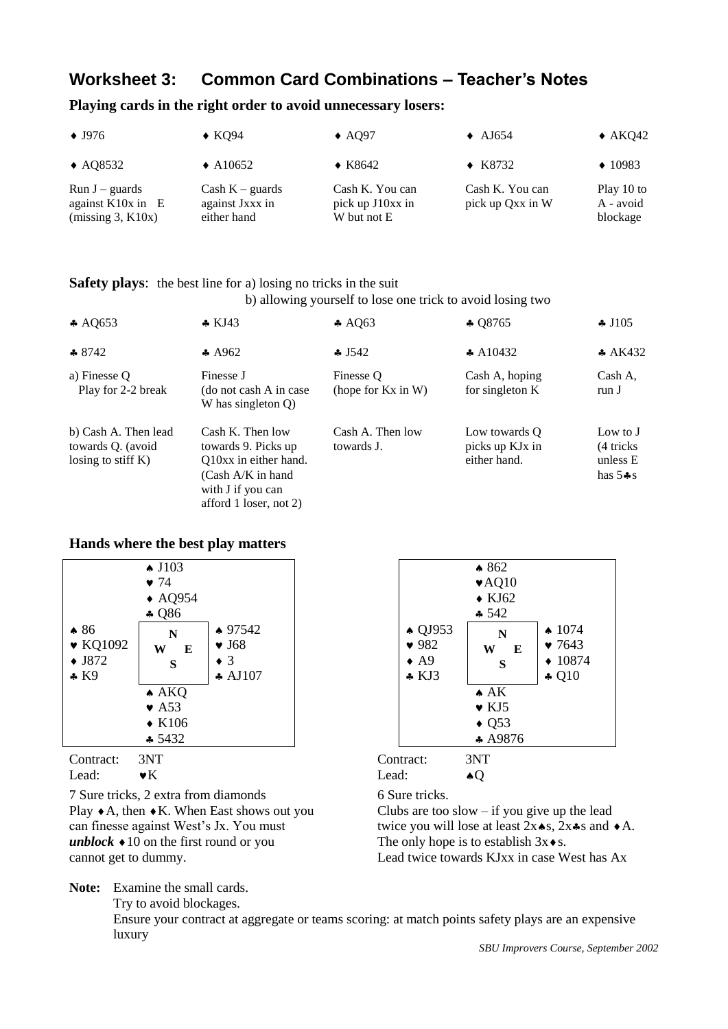## Worksheet 3: Common Card Combinations – Teacher's Notes

**Playing cards in the right order to avoid unnecessary losers:**

| ♦ J976 | ♦ KQ94 | ♦ AQ97 | ♦ AJ654 | ♦ AKQ42 |
|---|---|---|---|---|
| ♦ AQ8532 | ♦ A10652 | ♦ K8642 | ♦ K8732 | ♦ 10983 |
| Run J – guards against K10x in E (missing 3, K10x) | Cash K – guards against Jxxx in either hand | Cash K. You can pick up J10xx in W but not E | Cash K. You can pick up Qxx in W | Play 10 to A - avoid blockage |

**Safety plays**: the best line for a) losing no tricks in the suit
b) allowing yourself to lose one trick to avoid losing two

| ♣ AQ653 | ♣ KJ43 | ♣ AQ63 | ♣ Q8765 | ♣ J105 |
|---|---|---|---|---|
| ♣ 8742 | ♣ A962 | ♣ J542 | ♣ A10432 | ♣ AK432 |
| a) Finesse Q Play for 2-2 break | Finesse J (do not cash A in case W has singleton Q) | Finesse Q (hope for Kx in W) | Cash A, hoping for singleton K | Cash A, run J |
| b) Cash A. Then lead towards Q. (avoid losing to stiff K) | Cash K. Then low towards 9. Picks up Q10xx in either hand. (Cash A/K in hand with J if you can afford 1 loser, not 2) | Cash A. Then low towards J. | Low towards Q picks up KJx in either hand. | Low to J (4 tricks unless E has 5♣s |

**Hands where the best play matters**

```
            ♠ J103
            ♥ 74
            ♦ AQ954
            ♣ Q86
♠ 86                    ♠ 97542
♥ KQ1092     N          ♥ J68
♦ J872     W   E        ♦ 3
♣ K9         S          ♣ AJ107
            ♠ AKQ
            ♥ A53
            ♦ K106
            ♣ 5432
```

Contract: 3NT
Lead: ♥K

7 Sure tricks, 2 extra from diamonds
Play ♦A, then ♦K. When East shows out you can finesse against West's Jx. You must ***unblock*** ♦10 on the first round or you cannot get to dummy.

```
            ♠ 862
            ♥ AQ10
            ♦ KJ62
            ♣ 542
♠ QJ953                 ♠ 1074
♥ 982        N          ♥ 7643
♦ A9       W   E        ♦ 10874
♣ KJ3        S          ♣ Q10
            ♠ AK
            ♥ KJ5
            ♦ Q53
            ♣ A9876
```

Contract: 3NT
Lead: ♠Q

6 Sure tricks.
Clubs are too slow – if you give up the lead twice you will lose at least 2x♠s, 2x♣s and ♦A.
The only hope is to establish 3x♦s.
Lead twice towards KJxx in case West has Ax

**Note:** Examine the small cards.
Try to avoid blockages.
Ensure your contract at aggregate or teams scoring: at match points safety plays are an expensive luxury

*SBU Improvers Course, September 2002*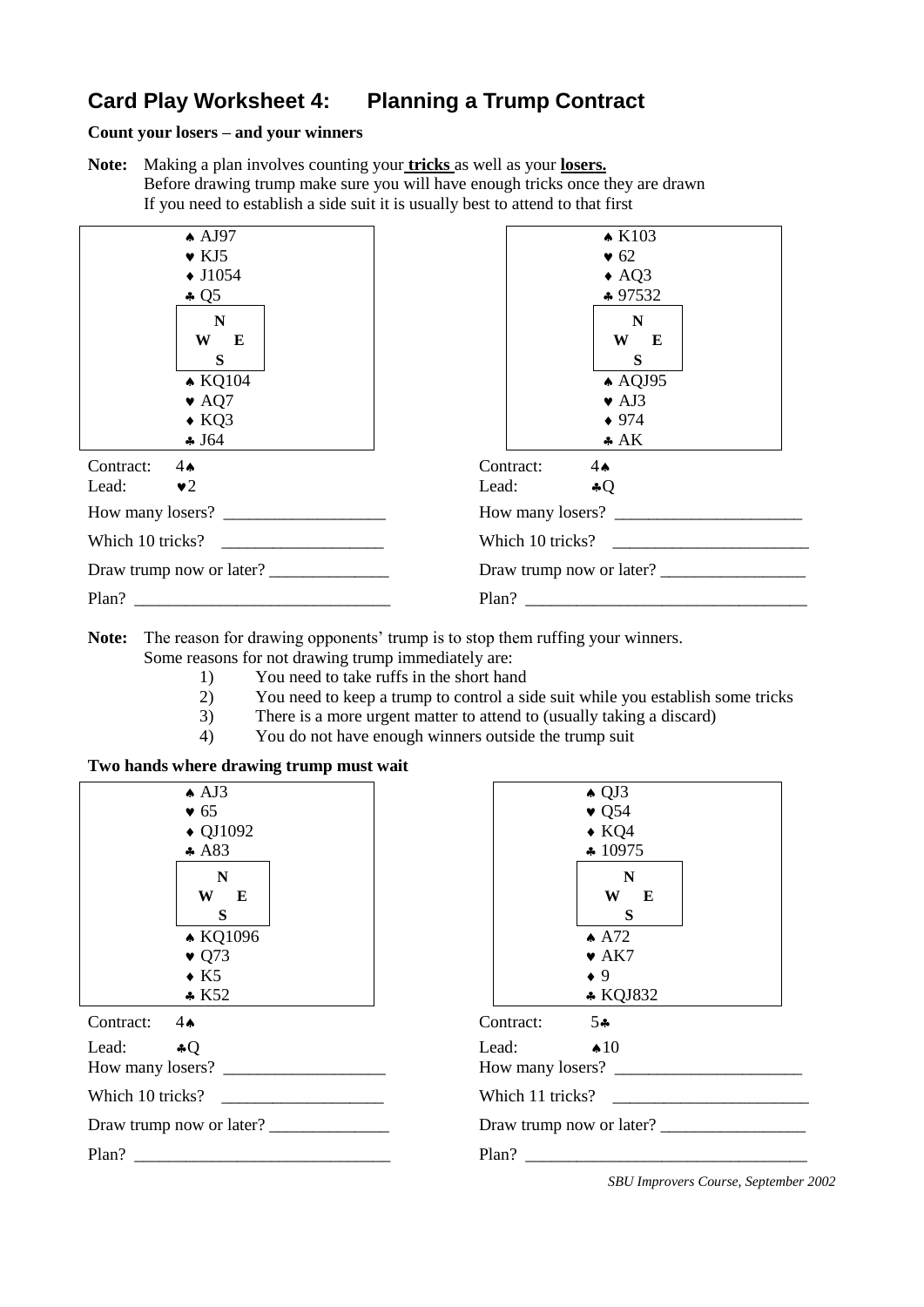# Card Play Worksheet 4: Planning a Trump Contract

**Count your losers – and your winners**

**Note:** Making a plan involves counting your **tricks** as well as your **losers.**
Before drawing trump make sure you will have enough tricks once they are drawn
If you need to establish a side suit it is usually best to attend to that first

```
        ♠ AJ97
        ♥ KJ5
        ♦ J1054
        ♣ Q5
         N
        W E
         S
        ♠ KQ104
        ♥ AQ7
        ♦ KQ3
        ♣ J64
```

Contract: 4♠
Lead: ♥2

How many losers? ___________________

Which 10 tricks? ___________________

Draw trump now or later? ______________

Plan? ______________________________

```
        ♠ K103
        ♥ 62
        ♦ AQ3
        ♣ 97532
         N
        W E
         S
        ♠ AQJ95
        ♥ AJ3
        ♦ 974
        ♣ AK
```

Contract: 4♠
Lead: ♣Q

How many losers? ______________________

Which 10 tricks? _______________________

Draw trump now or later? _________________

Plan? _________________________________

**Note:** The reason for drawing opponents' trump is to stop them ruffing your winners.
Some reasons for not drawing trump immediately are:

1) You need to take ruffs in the short hand
2) You need to keep a trump to control a side suit while you establish some tricks
3) There is a more urgent matter to attend to (usually taking a discard)
4) You do not have enough winners outside the trump suit

**Two hands where drawing trump must wait**

```
        ♠ AJ3
        ♥ 65
        ♦ QJ1092
        ♣ A83
         N
        W E
         S
        ♠ KQ1096
        ♥ Q73
        ♦ K5
        ♣ K52
```

Contract: 4♠
Lead: ♣Q

How many losers? ___________________

Which 10 tricks? ___________________

Draw trump now or later? ______________

Plan? ______________________________

```
        ♠ QJ3
        ♥ Q54
        ♦ KQ4
        ♣ 10975
         N
        W E
         S
        ♠ A72
        ♥ AK7
        ♦ 9
        ♣ KQJ832
```

Contract: 5♣
Lead: ♠10

How many losers? ______________________

Which 11 tricks? _______________________

Draw trump now or later? _________________

Plan? _________________________________

*SBU Improvers Course, September 2002*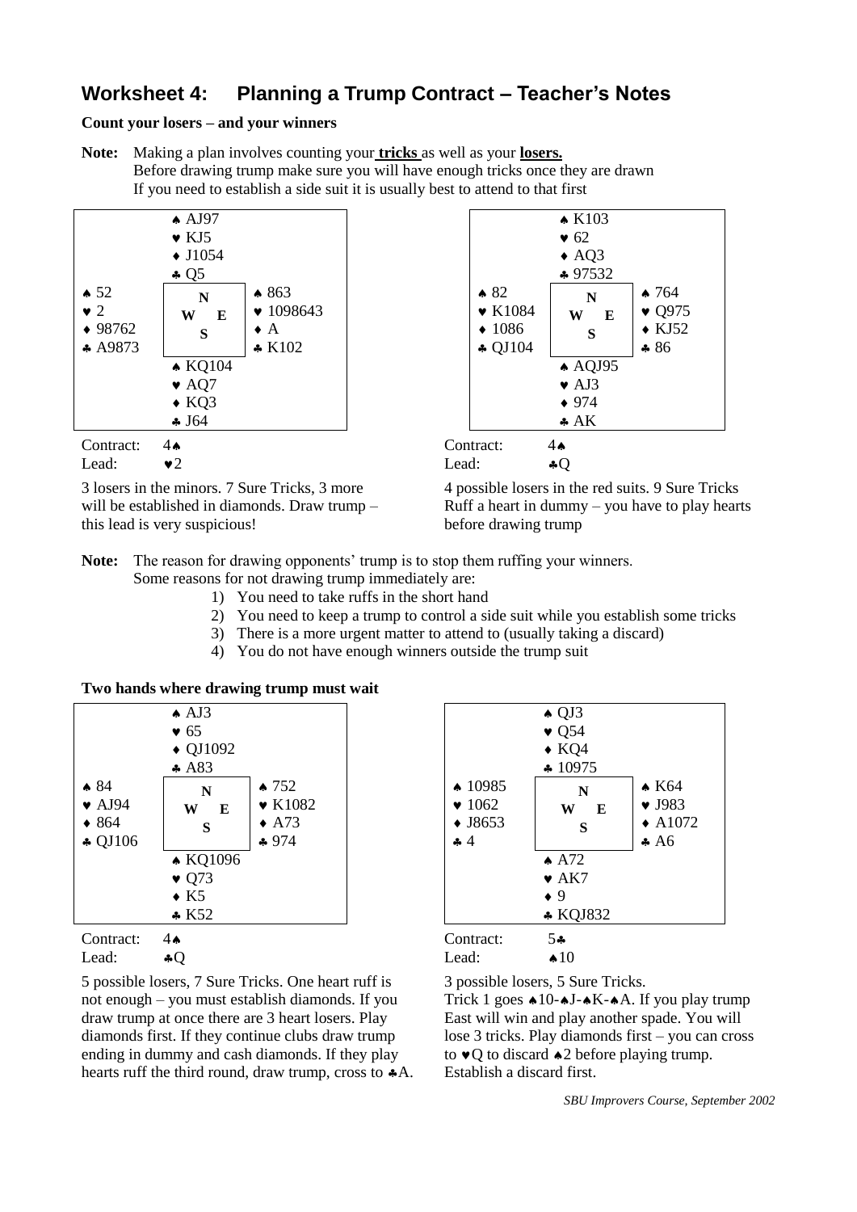## Worksheet 4: Planning a Trump Contract – Teacher's Notes

**Count your losers – and your winners**

**Note:** Making a plan involves counting your **tricks** as well as your **losers.**
Before drawing trump make sure you will have enough tricks once they are drawn
If you need to establish a side suit it is usually best to attend to that first

| | North | |
|---|---|---|
| | ♠ AJ97<br>♥ KJ5<br>♦ J1054<br>♣ Q5 | |
| **West**<br>♠ 52<br>♥ 2<br>♦ 98762<br>♣ A9873 | N<br>W E<br>S | **East**<br>♠ 863<br>♥ 1098643<br>♦ A<br>♣ K102 |
| | ♠ KQ104<br>♥ AQ7<br>♦ KQ3<br>♣ J64 | |
| | South | |

Contract: 4♠
Lead: ♥2

3 losers in the minors. 7 Sure Tricks, 3 more will be established in diamonds. Draw trump – this lead is very suspicious!

| | North | |
|---|---|---|
| | ♠ K103<br>♥ 62<br>♦ AQ3<br>♣ 97532 | |
| **West**<br>♠ 82<br>♥ K1084<br>♦ 1086<br>♣ QJ104 | N<br>W E<br>S | **East**<br>♠ 764<br>♥ Q975<br>♦ KJ52<br>♣ 86 |
| | ♠ AQJ95<br>♥ AJ3<br>♦ 974<br>♣ AK | |
| | South | |

Contract: 4♠
Lead: ♣Q

4 possible losers in the red suits. 9 Sure Tricks Ruff a heart in dummy – you have to play hearts before drawing trump

**Note:** The reason for drawing opponents' trump is to stop them ruffing your winners.
Some reasons for not drawing trump immediately are:

1) You need to take ruffs in the short hand
2) You need to keep a trump to control a side suit while you establish some tricks
3) There is a more urgent matter to attend to (usually taking a discard)
4) You do not have enough winners outside the trump suit

**Two hands where drawing trump must wait**

| | North | |
|---|---|---|
| | ♠ AJ3<br>♥ 65<br>♦ QJ1092<br>♣ A83 | |
| **West**<br>♠ 84<br>♥ AJ94<br>♦ 864<br>♣ QJ106 | N<br>W E<br>S | **East**<br>♠ 752<br>♥ K1082<br>♦ A73<br>♣ 974 |
| | ♠ KQ1096<br>♥ Q73<br>♦ K5<br>♣ K52 | |
| | South | |

Contract: 4♠
Lead: ♣Q

5 possible losers, 7 Sure Tricks. One heart ruff is not enough – you must establish diamonds. If you draw trump at once there are 3 heart losers. Play diamonds first. If they continue clubs draw trump ending in dummy and cash diamonds. If they play hearts ruff the third round, draw trump, cross to ♣A.

| | North | |
|---|---|---|
| | ♠ QJ3<br>♥ Q54<br>♦ KQ4<br>♣ 10975 | |
| **West**<br>♠ 10985<br>♥ 1062<br>♦ J8653<br>♣ 4 | N<br>W E<br>S | **East**<br>♠ K64<br>♥ J983<br>♦ A1072<br>♣ A6 |
| | ♠ A72<br>♥ AK7<br>♦ 9<br>♣ KQJ832 | |
| | South | |

Contract: 5♣
Lead: ♠10

3 possible losers, 5 Sure Tricks.
Trick 1 goes ♠10-♠J-♠K-♠A. If you play trump East will win and play another spade. You will lose 3 tricks. Play diamonds first – you can cross to ♥Q to discard ♠2 before playing trump. Establish a discard first.

*SBU Improvers Course, September 2002*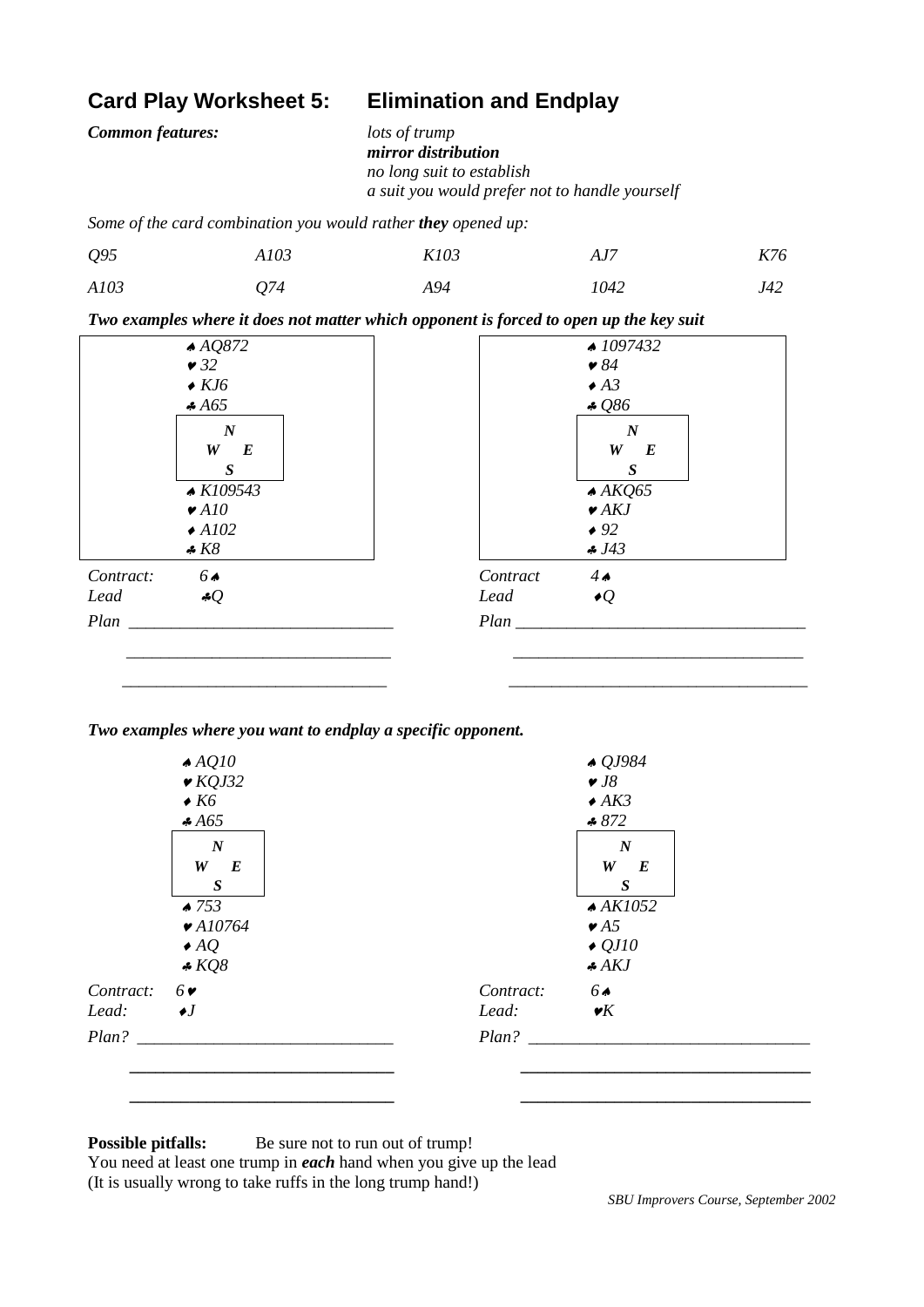## Card Play Worksheet 5: Elimination and Endplay

***Common features:***

*lots of trump*
***mirror distribution***
*no long suit to establish*
*a suit you would prefer not to handle yourself*

*Some of the card combination you would rather **they** opened up:*

| | | | | |
|---|---|---|---|---|
| *Q95* | *A103* | *K103* | *AJ7* | *K76* |
| *A103* | *Q74* | *A94* | *1042* | *J42* |

***Two examples where it does not matter which opponent is forced to open up the key suit***

**Example 1**

North:
♠ AQ872
♥ 32
♦ KJ6
♣ A65

South:
♠ K109543
♥ A10
♦ A102
♣ K8

*Contract:* 6♠
*Lead* ♣Q

*Plan* ______________________________

______________________________

______________________________

**Example 2**

North:
♠ 1097432
♥ 84
♦ A3
♣ Q86

South:
♠ AKQ65
♥ AKJ
♦ 92
♣ J43

*Contract* 4♠
*Lead* ♦Q

*Plan* ______________________________

______________________________

______________________________

***Two examples where you want to endplay a specific opponent.***

**Example 3**

North:
♠ AQ10
♥ KQJ32
♦ K6
♣ A65

South:
♠ 753
♥ A10764
♦ AQ
♣ KQ8

*Contract:* 6♥
*Lead:* ♦J

*Plan?* ______________________________

______________________________

______________________________

**Example 4**

North:
♠ QJ984
♥ J8
♦ AK3
♣ 872

South:
♠ AK1052
♥ A5
♦ QJ10
♣ AKJ

*Contract:* 6♠
*Lead:* ♥K

*Plan?* ______________________________

______________________________

______________________________

**Possible pitfalls:** Be sure not to run out of trump!
You need at least one trump in ***each*** hand when you give up the lead
(It is usually wrong to take ruffs in the long trump hand!)

*SBU Improvers Course, September 2002*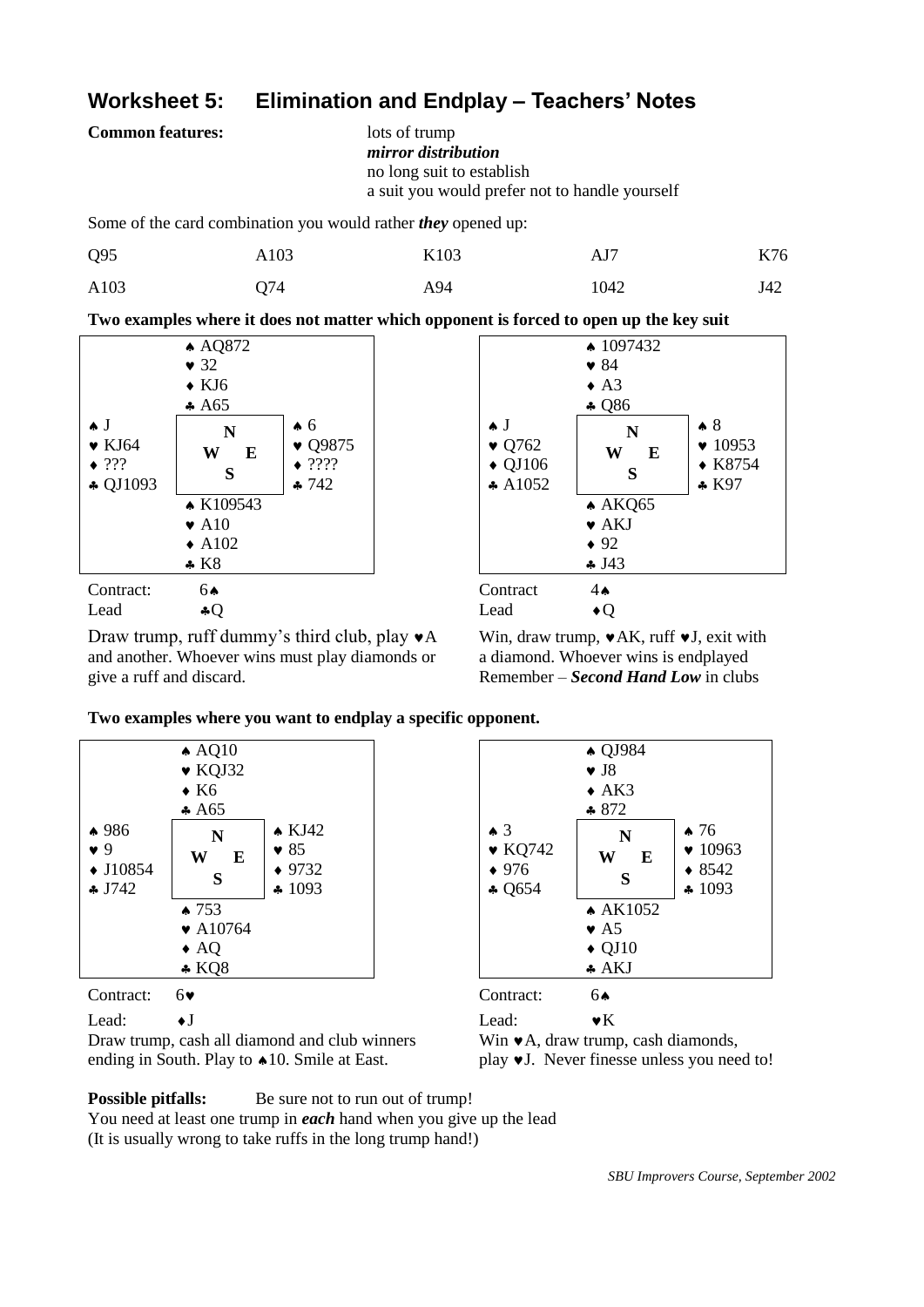## Worksheet 5: Elimination and Endplay – Teachers' Notes

**Common features:**

lots of trump
***mirror distribution***
no long suit to establish
a suit you would prefer not to handle yourself

Some of the card combination you would rather ***they*** opened up:

| Q95 | A103 | K103 | AJ7 | K76 |
|---|---|---|---|---|
| A103 | Q74 | A94 | 1042 | J42 |

**Two examples where it does not matter which opponent is forced to open up the key suit**

```
            ♠ AQ872
            ♥ 32
            ♦ KJ6
            ♣ A65
♠ J                      ♠ 6
♥ KJ64         N         ♥ Q9875
♦ ???        W   E       ♦ ????
♣ QJ1093       S         ♣ 742
            ♠ K109543
            ♥ A10
            ♦ A102
            ♣ K8
```

Contract: 6♠
Lead: ♣Q

Draw trump, ruff dummy's third club, play ♥A and another. Whoever wins must play diamonds or give a ruff and discard.

```
            ♠ 1097432
            ♥ 84
            ♦ A3
            ♣ Q86
♠ J                      ♠ 8
♥ Q762         N         ♥ 10953
♦ QJ106      W   E       ♦ K8754
♣ A1052        S         ♣ K97
            ♠ AKQ65
            ♥ AKJ
            ♦ 92
            ♣ J43
```

Contract: 4♠
Lead: ♦Q

Win, draw trump, ♥AK, ruff ♥J, exit with a diamond. Whoever wins is endplayed
Remember – ***Second Hand Low*** in clubs

**Two examples where you want to endplay a specific opponent.**

```
            ♠ AQ10
            ♥ KQJ32
            ♦ K6
            ♣ A65
♠ 986                    ♠ KJ42
♥ 9            N         ♥ 85
♦ J10854     W   E       ♦ 9732
♣ J742         S         ♣ 1093
            ♠ 753
            ♥ A10764
            ♦ AQ
            ♣ KQ8
```

Contract: 6♥
Lead: ♦J

Draw trump, cash all diamond and club winners ending in South. Play to ♠10. Smile at East.

```
            ♠ QJ984
            ♥ J8
            ♦ AK3
            ♣ 872
♠ 3                      ♠ 76
♥ KQ742        N         ♥ 10963
♦ 976        W   E       ♦ 8542
♣ Q654         S         ♣ 1093
            ♠ AK1052
            ♥ A5
            ♦ QJ10
            ♣ AKJ
```

Contract: 6♠
Lead: ♥K

Win ♥A, draw trump, cash diamonds, play ♥J. Never finesse unless you need to!

**Possible pitfalls:** Be sure not to run out of trump!
You need at least one trump in ***each*** hand when you give up the lead
(It is usually wrong to take ruffs in the long trump hand!)

*SBU Improvers Course, September 2002*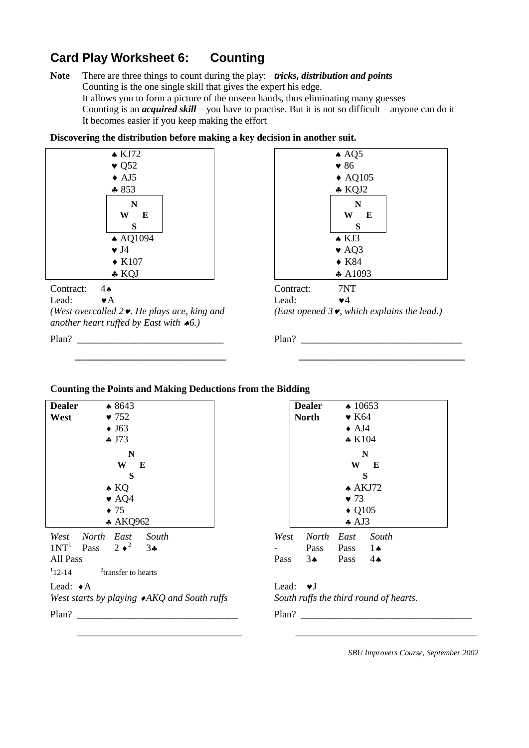## Card Play Worksheet 6: Counting

**Note** There are three things to count during the play: ***tricks, distribution and points***
Counting is the one single skill that gives the expert his edge.
It allows you to form a picture of the unseen hands, thus eliminating many guesses
Counting is an ***acquired skill*** – you have to practise. But it is not so difficult – anyone can do it
It becomes easier if you keep making the effort

**Discovering the distribution before making a key decision in another suit.**

```
        ♠ KJ72
        ♥ Q52
        ♦ AJ5
        ♣ 853
          N
        W   E
          S
        ♠ AQ1094
        ♥ J4
        ♦ K107
        ♣ KQJ
```

Contract: 4♠
Lead: ♥A
*(West overcalled 2♥. He plays ace, king and another heart ruffed by East with ♠6.)*

Plan? ______________________________

______________________________

```
        ♠ AQ5
        ♥ 86
        ♦ AQ105
        ♣ KQJ2
          N
        W   E
          S
        ♠ KJ3
        ♥ AQ3
        ♦ K84
        ♣ A1093
```

Contract: 7NT
Lead: ♥4
*(East opened 3♥, which explains the lead.)*

Plan? ______________________________

______________________________

**Counting the Points and Making Deductions from the Bidding**

```
Dealer  ♠ 8643
West    ♥ 752
        ♦ J63
        ♣ J73
          N
        W   E
          S
        ♠ KQ
        ♥ AQ4
        ♦ 75
        ♣ AKQ962
```

| *West* | *North* | *East* | *South* |
|---|---|---|---|
| 1NT[1] | Pass | 2♦[2] | 3♣ |
| All Pass | | | |

[1]12-14 [2]transfer to hearts

Lead: ♦A
*West starts by playing ♦AKQ and South ruffs*

Plan? ______________________________

______________________________

```
Dealer  ♠ 10653
North   ♥ K64
        ♦ AJ4
        ♣ K104
          N
        W   E
          S
        ♠ AKJ72
        ♥ 73
        ♦ Q105
        ♣ AJ3
```

| *West* | *North* | *East* | *South* |
|---|---|---|---|
| - | Pass | Pass | 1♠ |
| Pass | 3♠ | Pass | 4♠ |

Lead: ♥J
*South ruffs the third round of hearts.*

Plan? ______________________________

______________________________

*SBU Improvers Course, September 2002*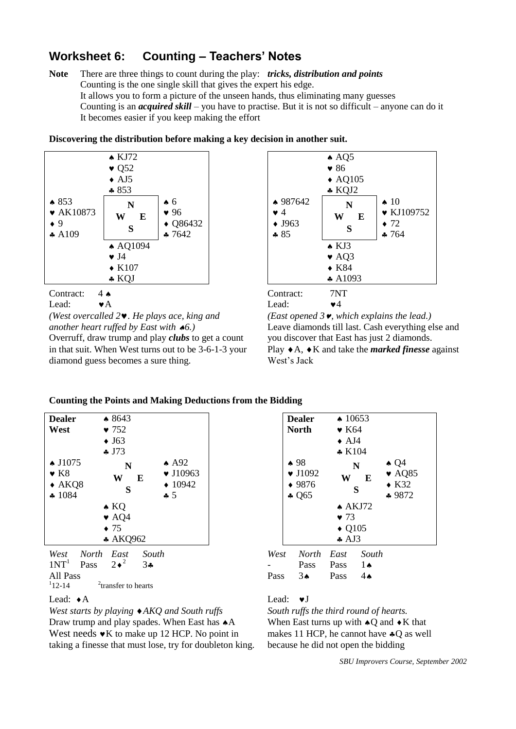## Worksheet 6: Counting – Teachers' Notes

**Note** There are three things to count during the play: ***tricks, distribution and points***
Counting is the one single skill that gives the expert his edge.
It allows you to form a picture of the unseen hands, thus eliminating many guesses
Counting is an ***acquired skill*** – you have to practise. But it is not so difficult – anyone can do it
It becomes easier if you keep making the effort

**Discovering the distribution before making a key decision in another suit.**

```
            ♠ KJ72
            ♥ Q52
            ♦ AJ5
            ♣ 853
♠ 853                 ♠ 6
♥ AK10873     N       ♥ 96
♦ 9         W   E     ♦ Q86432
♣ A109        S       ♣ 7642
            ♠ AQ1094
            ♥ J4
            ♦ K107
            ♣ KQJ
```

Contract: 4 ♠
Lead: ♥A

*(West overcalled 2♥. He plays ace, king and another heart ruffed by East with ♠6.)*
Overruff, draw trump and play ***clubs*** to get a count in that suit. When West turns out to be 3-6-1-3 your diamond guess becomes a sure thing.

```
            ♠ AQ5
            ♥ 86
            ♦ AQ105
            ♣ KQJ2
♠ 987642              ♠ 10
♥ 4           N       ♥ KJ109752
♦ J963      W   E     ♦ 72
♣ 85          S       ♣ 764
            ♠ KJ3
            ♥ AQ3
            ♦ K84
            ♣ A1093
```

Contract: 7NT
Lead: ♥4

*(East opened 3♥, which explains the lead.)*
Leave diamonds till last. Cash everything else and you discover that East has just 2 diamonds.
Play ♦A, ♦K and take the ***marked finesse*** against West's Jack

**Counting the Points and Making Deductions from the Bidding**

```
Dealer      ♠ 8643
West        ♥ 752
            ♦ J63
            ♣ J73
♠ J1075               ♠ A92
♥ K8          N       ♥ J10963
♦ AKQ8      W   E     ♦ 10942
♣ 1084        S       ♣ 5
            ♠ KQ
            ♥ AQ4
            ♦ 75
            ♣ AKQ962
```

| West | North | East | South |
|---|---|---|---|
| 1NT[1] | Pass | 2♦[2] | 3♣ |
| All Pass | | | |

[1] 12-14 [2] transfer to hearts

Lead: ♦A

*West starts by playing ♦AKQ and South ruffs*
Draw trump and play spades. When East has ♠A West needs ♥K to make up 12 HCP. No point in taking a finesse that must lose, try for doubleton king.

```
Dealer      ♠ 10653
North       ♥ K64
            ♦ AJ4
            ♣ K104
♠ 98                  ♠ Q4
♥ J1092       N       ♥ AQ85
♦ 9876      W   E     ♦ K32
♣ Q65         S       ♣ 9872
            ♠ AKJ72
            ♥ 73
            ♦ Q105
            ♣ AJ3
```

| West | North | East | South |
|---|---|---|---|
| - | Pass | Pass | 1♠ |
| Pass | 3♠ | Pass | 4♠ |

Lead: ♥J

*South ruffs the third round of hearts.*
When East turns up with ♠Q and ♦K that makes 11 HCP, he cannot have ♣Q as well because he did not open the bidding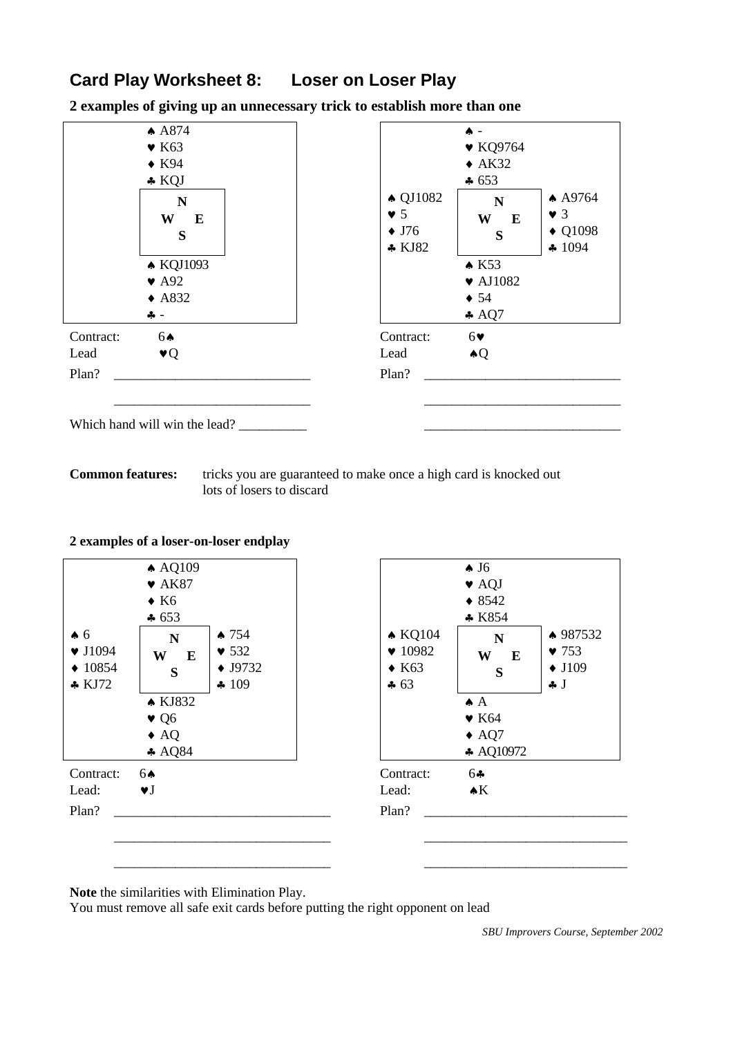## Card Play Worksheet 8: Loser on Loser Play

**2 examples of giving up an unnecessary trick to establish more than one**

**Example 1**

|  | North |  |
|---|---|---|
|  | ♠ A874<br>♥ K63<br>♦ K94<br>♣ KQJ |  |
|  | N<br>W E<br>S |  |
|  | ♠ KQJ1093<br>♥ A92<br>♦ A832<br>♣ - |  |

Contract: 6♠

Lead ♥Q

Plan? ____________________________

____________________________

Which hand will win the lead? __________

**Example 2**

|  | North |  |
|---|---|---|
|  | ♠ -<br>♥ KQ9764<br>♦ AK32<br>♣ 653 |  |
| ♠ QJ1082<br>♥ 5<br>♦ J76<br>♣ KJ82 | N<br>W E<br>S | ♠ A9764<br>♥ 3<br>♦ Q1098<br>♣ 1094 |
|  | ♠ K53<br>♥ AJ1082<br>♦ 54<br>♣ AQ7 |  |

Contract: 6♥

Lead ♠Q

Plan? ____________________________

____________________________

____________________________

**Common features:** tricks you are guaranteed to make once a high card is knocked out
lots of losers to discard

**2 examples of a loser-on-loser endplay**

**Example 3**

|  | North |  |
|---|---|---|
|  | ♠ AQ109<br>♥ AK87<br>♦ K6<br>♣ 653 |  |
| ♠ 6<br>♥ J1094<br>♦ 10854<br>♣ KJ72 | N<br>W E<br>S | ♠ 754<br>♥ 532<br>♦ J9732<br>♣ 109 |
|  | ♠ KJ832<br>♥ Q6<br>♦ AQ<br>♣ AQ84 |  |

Contract: 6♠

Lead: ♥J

Plan? ____________________________

____________________________

____________________________

**Example 4**

|  | North |  |
|---|---|---|
|  | ♠ J6<br>♥ AQJ<br>♦ 8542<br>♣ K854 |  |
| ♠ KQ104<br>♥ 10982<br>♦ K63<br>♣ 63 | N<br>W E<br>S | ♠ 987532<br>♥ 753<br>♦ J109<br>♣ J |
|  | ♠ A<br>♥ K64<br>♦ AQ7<br>♣ AQ10972 |  |

Contract: 6♣

Lead: ♠K

Plan? ____________________________

____________________________

____________________________

**Note** the similarities with Elimination Play.
You must remove all safe exit cards before putting the right opponent on lead

*SBU Improvers Course, September 2002*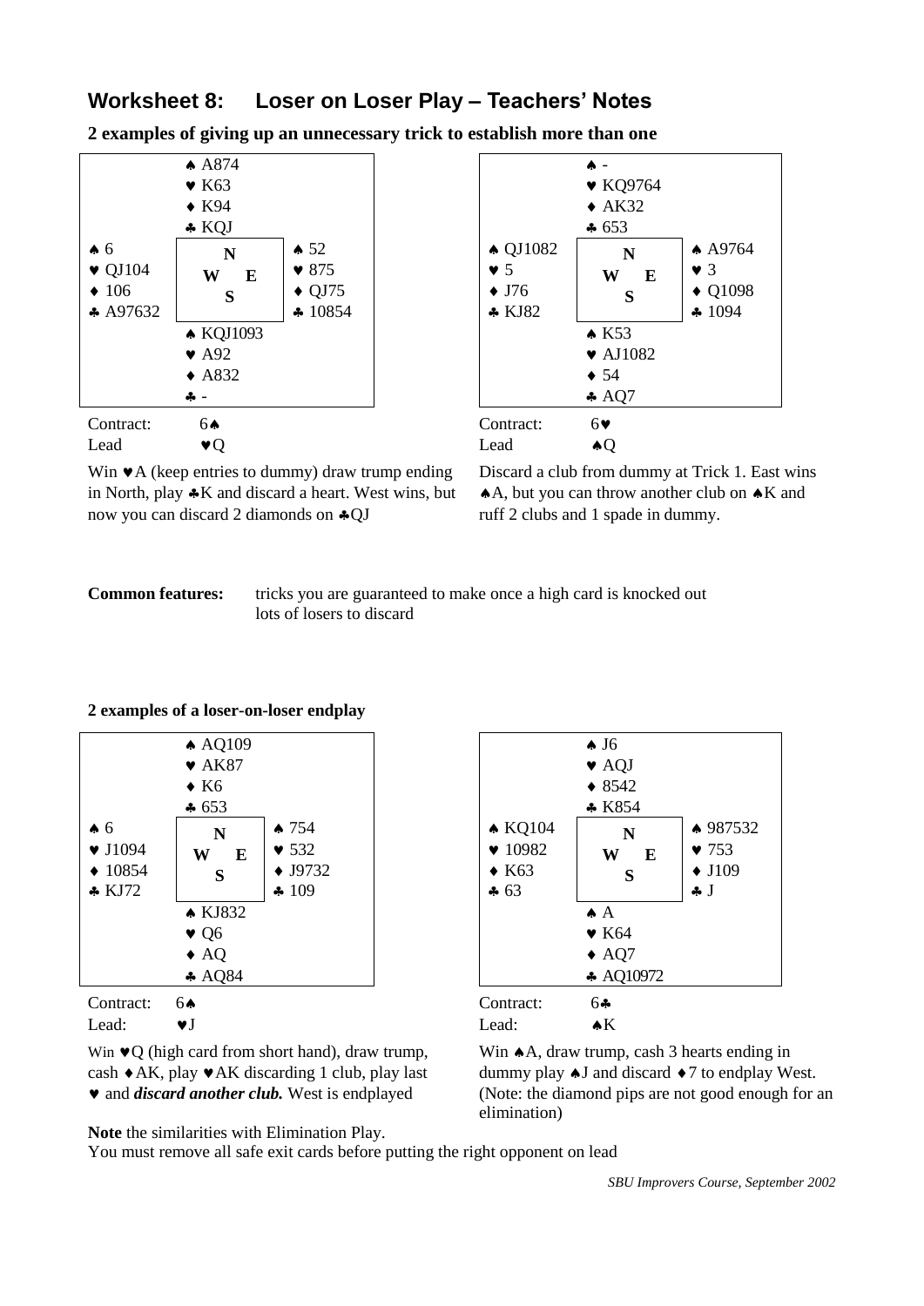## Worksheet 8: Loser on Loser Play – Teachers' Notes

**2 examples of giving up an unnecessary trick to establish more than one**

| | North | |
|---|---|---|
| | ♠ A874<br>♥ K63<br>♦ K94<br>♣ KQJ | |
| **West**<br>♠ 6<br>♥ QJ104<br>♦ 106<br>♣ A97632 | N<br>W E<br>S | **East**<br>♠ 52<br>♥ 875<br>♦ QJ75<br>♣ 10854 |
| | ♠ KQJ1093<br>♥ A92<br>♦ A832<br>♣ - | |

Contract: 6♠
Lead ♥Q

Win ♥A (keep entries to dummy) draw trump ending in North, play ♣K and discard a heart. West wins, but now you can discard 2 diamonds on ♣QJ

| | North | |
|---|---|---|
| | ♠ -<br>♥ KQ9764<br>♦ AK32<br>♣ 653 | |
| **West**<br>♠ QJ1082<br>♥ 5<br>♦ J76<br>♣ KJ82 | N<br>W E<br>S | **East**<br>♠ A9764<br>♥ 3<br>♦ Q1098<br>♣ 1094 |
| | ♠ K53<br>♥ AJ1082<br>♦ 54<br>♣ AQ7 | |

Contract: 6♥
Lead ♠Q

Discard a club from dummy at Trick 1. East wins ♠A, but you can throw another club on ♠K and ruff 2 clubs and 1 spade in dummy.

**Common features:** tricks you are guaranteed to make once a high card is knocked out
lots of losers to discard

**2 examples of a loser-on-loser endplay**

| | North | |
|---|---|---|
| | ♠ AQ109<br>♥ AK87<br>♦ K6<br>♣ 653 | |
| **West**<br>♠ 6<br>♥ J1094<br>♦ 10854<br>♣ KJ72 | N<br>W E<br>S | **East**<br>♠ 754<br>♥ 532<br>♦ J9732<br>♣ 109 |
| | ♠ KJ832<br>♥ Q6<br>♦ AQ<br>♣ AQ84 | |

Contract: 6♠
Lead: ♥J

Win ♥Q (high card from short hand), draw trump, cash ♦AK, play ♥AK discarding 1 club, play last ♥ and ***discard another club.*** West is endplayed

| | North | |
|---|---|---|
| | ♠ J6<br>♥ AQJ<br>♦ 8542<br>♣ K854 | |
| **West**<br>♠ KQ104<br>♥ 10982<br>♦ K63<br>♣ 63 | N<br>W E<br>S | **East**<br>♠ 987532<br>♥ 753<br>♦ J109<br>♣ J |
| | ♠ A<br>♥ K64<br>♦ AQ7<br>♣ AQ10972 | |

Contract: 6♣
Lead: ♠K

Win ♠A, draw trump, cash 3 hearts ending in dummy play ♠J and discard ♦7 to endplay West. (Note: the diamond pips are not good enough for an elimination)

**Note** the similarities with Elimination Play.
You must remove all safe exit cards before putting the right opponent on lead

*SBU Improvers Course, September 2002*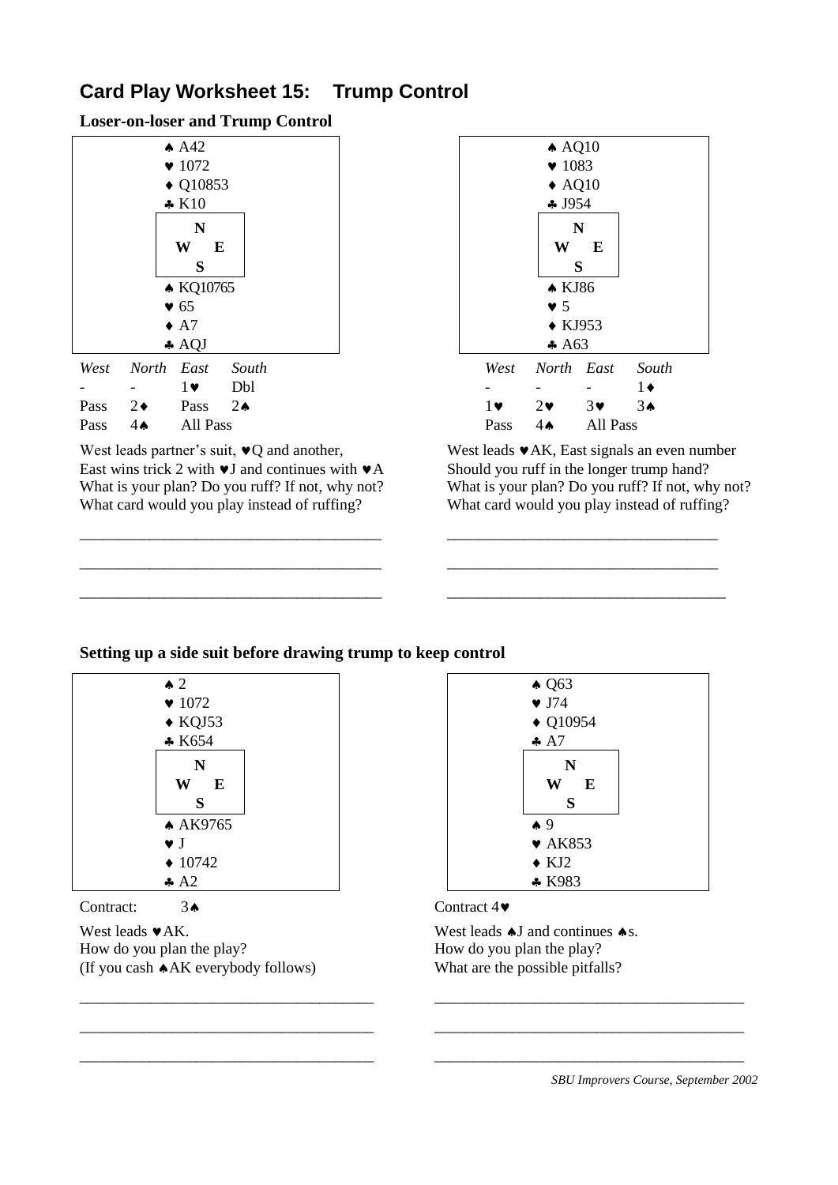## Card Play Worksheet 15: Trump Control

### Loser-on-loser and Trump Control

**Hand 1**

North:
♠ A42
♥ 1072
♦ Q10853
♣ K10

South:
♠ KQ10765
♥ 65
♦ A7
♣ AQJ

| West | North | East | South |
|---|---|---|---|
| - | - | 1♥ | Dbl |
| Pass | 2♦ | Pass | 2♠ |
| Pass | 4♠ | All Pass | |

West leads partner's suit, ♥Q and another,
East wins trick 2 with ♥J and continues with ♥A
What is your plan? Do you ruff? If not, why not?
What card would you play instead of ruffing?

______________________________________

______________________________________

______________________________________

**Hand 2**

North:
♠ AQ10
♥ 1083
♦ AQ10
♣ J954

South:
♠ KJ86
♥ 5
♦ KJ953
♣ A63

| West | North | East | South |
|---|---|---|---|
| - | - | - | 1♦ |
| 1♥ | 2♥ | 3♥ | 3♠ |
| Pass | 4♠ | All Pass | |

West leads ♥AK, East signals an even number
Should you ruff in the longer trump hand?
What is your plan? Do you ruff? If not, why not?
What card would you play instead of ruffing?

______________________________________

______________________________________

______________________________________

### Setting up a side suit before drawing trump to keep control

**Hand 3**

North:
♠ 2
♥ 1072
♦ KQJ53
♣ K654

South:
♠ AK9765
♥ J
♦ 10742
♣ A2

Contract: 3♠

West leads ♥AK.
How do you plan the play?
(If you cash ♠AK everybody follows)

______________________________________

______________________________________

______________________________________

**Hand 4**

North:
♠ Q63
♥ J74
♦ Q10954
♣ A7

South:
♠ 9
♥ AK853
♦ KJ2
♣ K983

Contract 4♥

West leads ♠J and continues ♠s.
How do you plan the play?
What are the possible pitfalls?

______________________________________

______________________________________

______________________________________

*SBU Improvers Course, September 2002*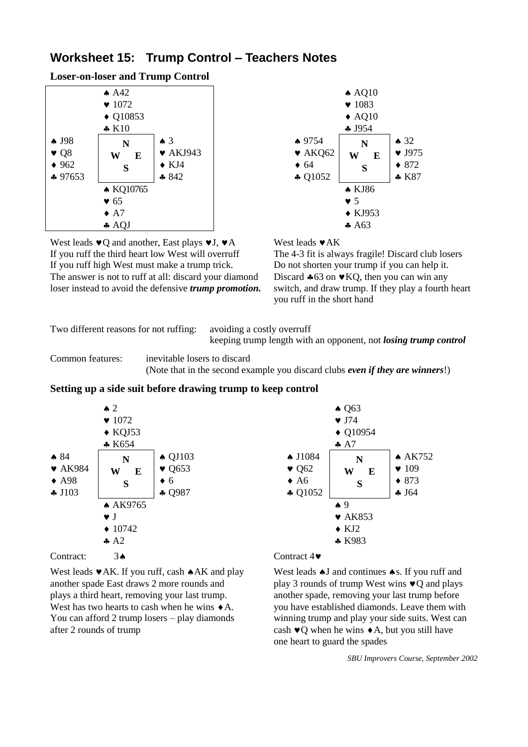# Worksheet 15: Trump Control – Teachers Notes

### Loser-on-loser and Trump Control

| | North | |
|---|---|---|
| | ♠ A42<br>♥ 1072<br>♦ Q10853<br>♣ K10 | |
| **West**<br>♠ J98<br>♥ Q8<br>♦ 962<br>♣ 97653 | N<br>W E<br>S | **East**<br>♠ 3<br>♥ AKJ943<br>♦ KJ4<br>♣ 842 |
| | ♠ KQ10765<br>♥ 65<br>♦ A7<br>♣ AQJ | |

West leads ♥Q and another, East plays ♥J, ♥A
If you ruff the third heart low West will overruff
If you ruff high West must make a trump trick.
The answer is not to ruff at all: discard your diamond loser instead to avoid the defensive ***trump promotion.***

| | North | |
|---|---|---|
| | ♠ AQ10<br>♥ 1083<br>♦ AQ10<br>♣ J954 | |
| **West**<br>♠ 9754<br>♥ AKQ62<br>♦ 64<br>♣ Q1052 | N<br>W E<br>S | **East**<br>♠ 32<br>♥ J975<br>♦ 872<br>♣ K87 |
| | ♠ KJ86<br>♥ 5<br>♦ KJ953<br>♣ A63 | |

West leads ♥AK
The 4-3 fit is always fragile! Discard club losers
Do not shorten your trump if you can help it.
Discard ♣63 on ♥KQ, then you can win any switch, and draw trump. If they play a fourth heart you ruff in the short hand

Two different reasons for not ruffing: avoiding a costly overruff
keeping trump length with an opponent, not ***losing trump control***

Common features: inevitable losers to discard
(Note that in the second example you discard clubs ***even if they are winners***!)

### Setting up a side suit before drawing trump to keep control

| | North | |
|---|---|---|
| | ♠ 2<br>♥ 1072<br>♦ KQJ53<br>♣ K654 | |
| **West**<br>♠ 84<br>♥ AK984<br>♦ A98<br>♣ J103 | N<br>W E<br>S | **East**<br>♠ QJ103<br>♥ Q653<br>♦ 6<br>♣ Q987 |
| | ♠ AK9765<br>♥ J<br>♦ 10742<br>♣ A2 | |

Contract: 3♠

West leads ♥AK. If you ruff, cash ♠AK and play another spade East draws 2 more rounds and plays a third heart, removing your last trump. West has two hearts to cash when he wins ♦A. You can afford 2 trump losers – play diamonds after 2 rounds of trump

| | North | |
|---|---|---|
| | ♠ Q63<br>♥ J74<br>♦ Q10954<br>♣ A7 | |
| **West**<br>♠ J1084<br>♥ Q62<br>♦ A6<br>♣ Q1052 | N<br>W E<br>S | **East**<br>♠ AK752<br>♥ 109<br>♦ 873<br>♣ J64 |
| | ♠ 9<br>♥ AK853<br>♦ KJ2<br>♣ K983 | |

Contract 4♥

West leads ♠J and continues ♠s. If you ruff and play 3 rounds of trump West wins ♥Q and plays another spade, removing your last trump before you have established diamonds. Leave them with winning trump and play your side suits. West can cash ♥Q when he wins ♦A, but you still have one heart to guard the spades

*SBU Improvers Course, September 2002*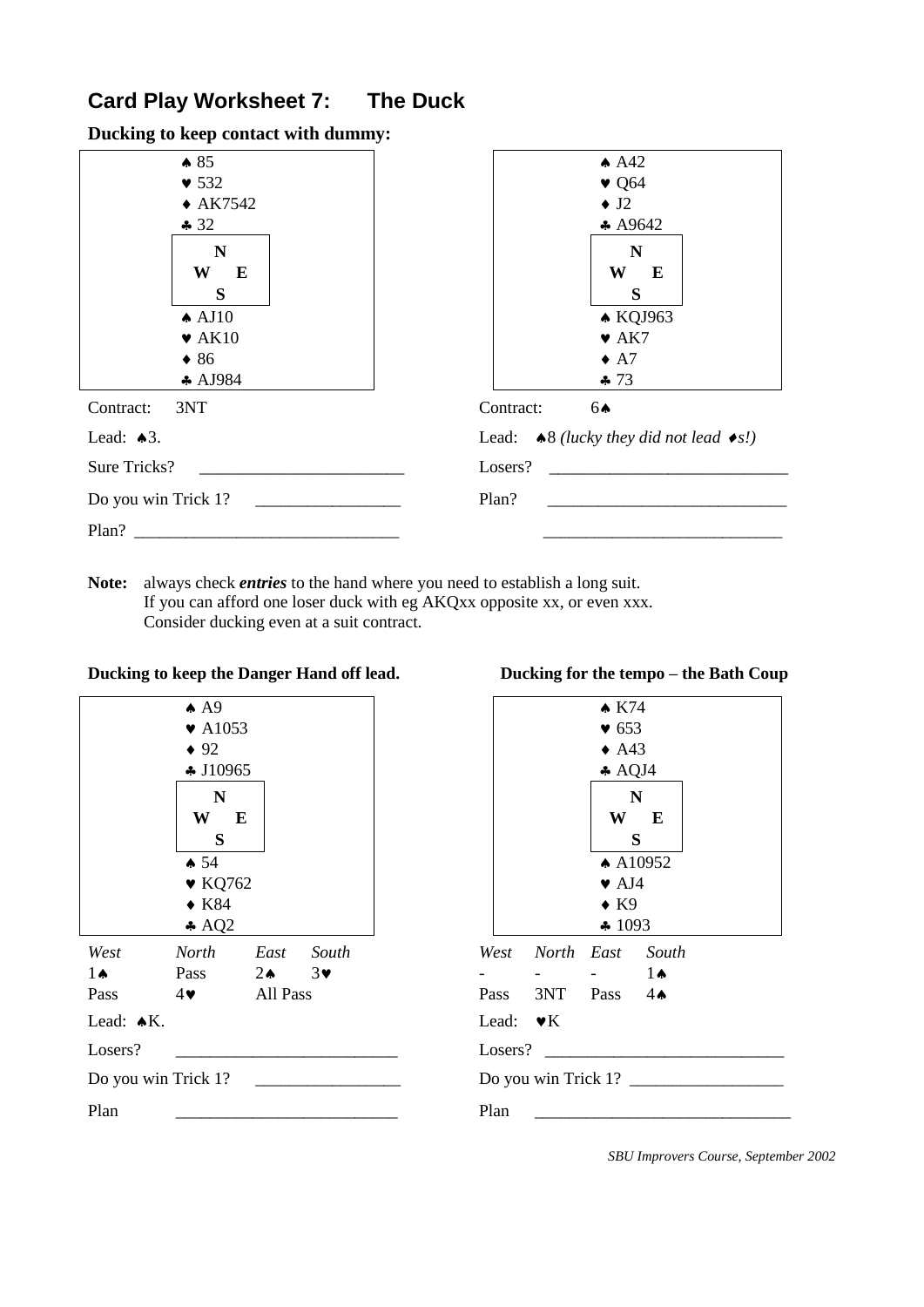## Card Play Worksheet 7: The Duck

### Ducking to keep contact with dummy:

**Hand 1**

North:
♠ 85
♥ 532
♦ AK7542
♣ 32

South:
♠ AJ10
♥ AK10
♦ 86
♣ AJ984

Contract: 3NT

Lead: ♠3.

Sure Tricks? ________________________

Do you win Trick 1? _________________

Plan? ________________________________

**Hand 2**

North:
♠ A42
♥ Q64
♦ J2
♣ A9642

South:
♠ KQJ963
♥ AK7
♦ A7
♣ 73

Contract: 6♠

Lead: ♠8 *(lucky they did not lead ♦s!)*

Losers? ____________________________

Plan? _____________________________

_____________________________

**Note:** always check ***entries*** to the hand where you need to establish a long suit.
If you can afford one loser duck with eg AKQxx opposite xx, or even xxx.
Consider ducking even at a suit contract.

### Ducking to keep the Danger Hand off lead.

North:
♠ A9
♥ A1053
♦ 92
♣ J10965

South:
♠ 54
♥ KQ762
♦ K84
♣ AQ2

| *West* | *North* | *East* | *South* |
|---|---|---|---|
| 1♠ | Pass | 2♠ | 3♥ |
| Pass | 4♥ | All Pass | |

Lead: ♠K.

Losers? __________________________

Do you win Trick 1? _________________

Plan __________________________

### Ducking for the tempo – the Bath Coup

North:
♠ K74
♥ 653
♦ A43
♣ AQJ4

South:
♠ A10952
♥ AJ4
♦ K9
♣ 1093

| *West* | *North* | *East* | *South* |
|---|---|---|---|
| - | - | - | 1♠ |
| Pass | 3NT | Pass | 4♠ |

Lead: ♥K

Losers? ____________________________

Do you win Trick 1? __________________

Plan ______________________________

*SBU Improvers Course, September 2002*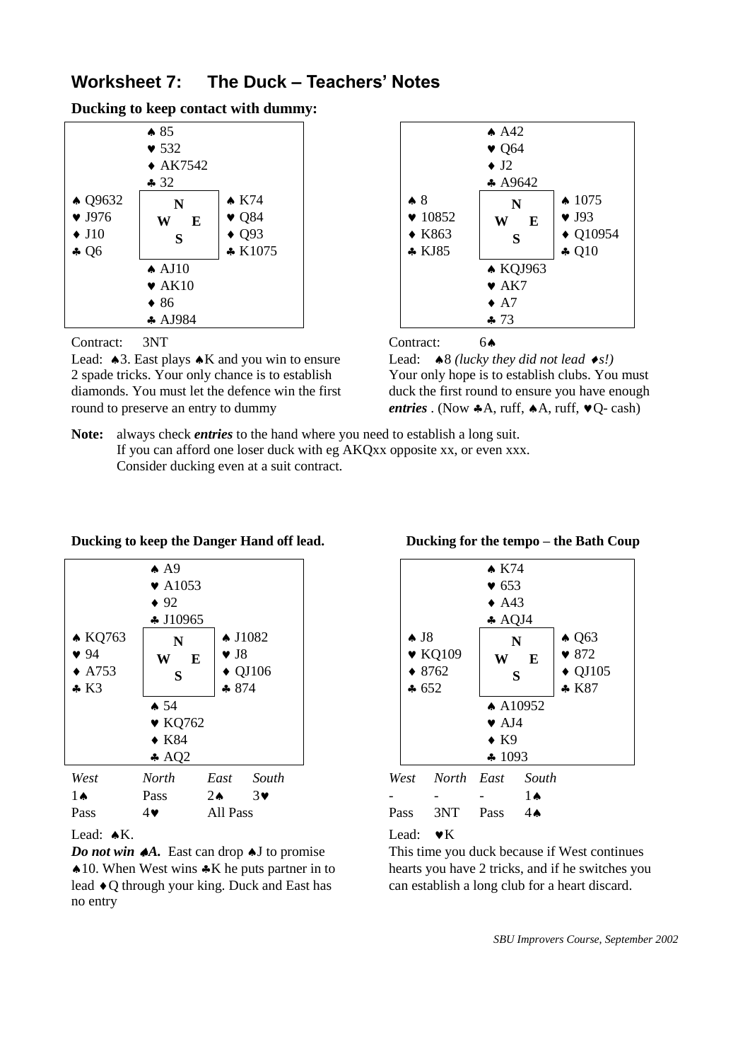## Worksheet 7: The Duck – Teachers' Notes

**Ducking to keep contact with dummy:**

```
            ♠ 85
            ♥ 532
            ♦ AK7542
            ♣ 32
♠ Q9632              ♠ K74
♥ J976      N        ♥ Q84
♦ J10     W   E      ♦ Q93
♣ Q6        S        ♣ K1075
            ♠ AJ10
            ♥ AK10
            ♦ 86
            ♣ AJ984
```

Contract: 3NT

Lead: ♠3. East plays ♠K and you win to ensure 2 spade tricks. Your only chance is to establish diamonds. You must let the defence win the first round to preserve an entry to dummy

```
            ♠ A42
            ♥ Q64
            ♦ J2
            ♣ A9642
♠ 8                  ♠ 1075
♥ 10852     N        ♥ J93
♦ K863    W   E      ♦ Q10954
♣ KJ85      S        ♣ Q10
            ♠ KQJ963
            ♥ AK7
            ♦ A7
            ♣ 73
```

Contract: 6♠

Lead: ♠8 *(lucky they did not lead ♦s!)*
Your only hope is to establish clubs. You must duck the first round to ensure you have enough ***entries***. (Now ♣A, ruff, ♠A, ruff, ♥Q- cash)

**Note:** always check ***entries*** to the hand where you need to establish a long suit.
If you can afford one loser duck with eg AKQxx opposite xx, or even xxx.
Consider ducking even at a suit contract.

**Ducking to keep the Danger Hand off lead.**

```
            ♠ A9
            ♥ A1053
            ♦ 92
            ♣ J10965
♠ KQ763              ♠ J1082
♥ 94        N        ♥ J8
♦ A753    W   E      ♦ QJ106
♣ K3        S        ♣ 874
            ♠ 54
            ♥ KQ762
            ♦ K84
            ♣ AQ2
```

| *West* | *North* | *East* | *South* |
|---|---|---|---|
| 1♠ | Pass | 2♠ | 3♥ |
| Pass | 4♥ | All Pass | |

Lead: ♠K.

***Do not win ♠A.*** East can drop ♠J to promise ♠10. When West wins ♣K he puts partner in to lead ♦Q through your king. Duck and East has no entry

**Ducking for the tempo – the Bath Coup**

```
            ♠ K74
            ♥ 653
            ♦ A43
            ♣ AQJ4
♠ J8                 ♠ Q63
♥ KQ109     N        ♥ 872
♦ 8762    W   E      ♦ QJ105
♣ 652       S        ♣ K87
            ♠ A10952
            ♥ AJ4
            ♦ K9
            ♣ 1093
```

| *West* | *North* | *East* | *South* |
|---|---|---|---|
| - | - | - | 1♠ |
| Pass | 3NT | Pass | 4♠ |

Lead: ♥K

This time you duck because if West continues hearts you have 2 tricks, and if he switches you can establish a long club for a heart discard.

*SBU Improvers Course, September 2002*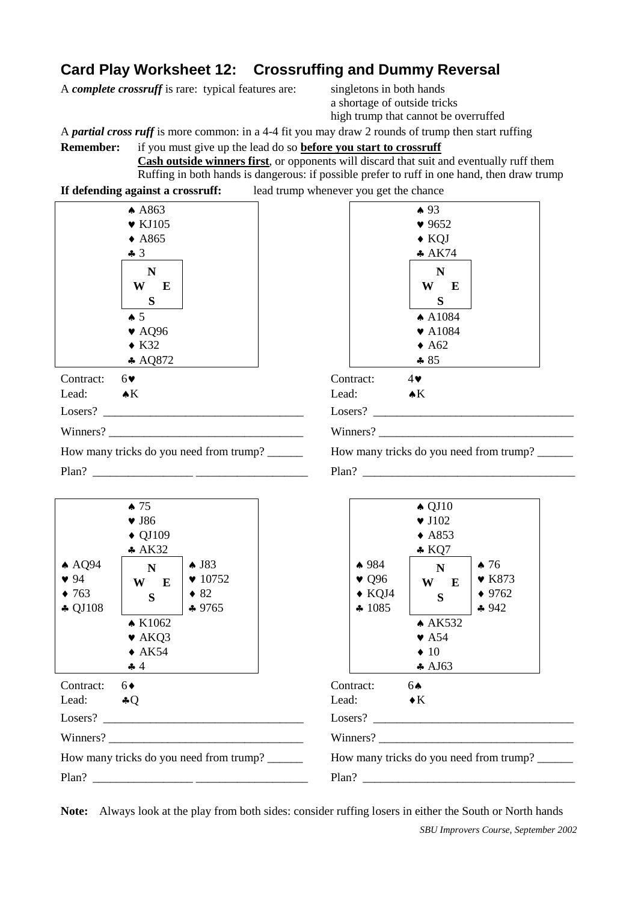## Card Play Worksheet 12: Crossruffing and Dummy Reversal

A ***complete crossruff*** is rare: typical features are:

- singletons in both hands
- a shortage of outside tricks
- high trump that cannot be overruffed

A ***partial cross ruff*** is more common: in a 4-4 fit you may draw 2 rounds of trump then start ruffing

**Remember:** if you must give up the lead do so **before you start to crossruff**
**Cash outside winners first**, or opponents will discard that suit and eventually ruff them
Ruffing in both hands is dangerous: if possible prefer to ruff in one hand, then draw trump

**If defending against a crossruff:** lead trump whenever you get the chance

---

**Hand 1**

North:
♠ A863
♥ KJ105
♦ A865
♣ 3

South:
♠ 5
♥ AQ96
♦ K32
♣ AQ872

Contract: 6♥
Lead: ♠K

Losers? ___

Winners? ___

How many tricks do you need from trump? ___

Plan? ___

---

**Hand 2**

North:
♠ 93
♥ 9652
♦ KQJ
♣ AK74

South:
♠ A1084
♥ A1084
♦ A62
♣ 85

Contract: 4♥
Lead: ♠K

Losers? ___

Winners? ___

How many tricks do you need from trump? ___

Plan? ___

---

**Hand 3**

North:
♠ 75
♥ J86
♦ QJ109
♣ AK32

West:
♠ AQ94
♥ 94
♦ 763
♣ QJ108

East:
♠ J83
♥ 10752
♦ 82
♣ 9765

South:
♠ K1062
♥ AKQ3
♦ AK54
♣ 4

Contract: 6♦
Lead: ♣Q

Losers? ___

Winners? ___

How many tricks do you need from trump? ___

Plan? ___

---

**Hand 4**

North:
♠ QJ10
♥ J102
♦ A853
♣ KQ7

West:
♠ 984
♥ Q96
♦ KQJ4
♣ 1085

East:
♠ 76
♥ K873
♦ 9762
♣ 942

South:
♠ AK532
♥ A54
♦ 10
♣ AJ63

Contract: 6♠
Lead: ♦K

Losers? ___

Winners? ___

How many tricks do you need from trump? ___

Plan? ___

---

**Note:** Always look at the play from both sides: consider ruffing losers in either the South or North hands

*SBU Improvers Course, September 2002*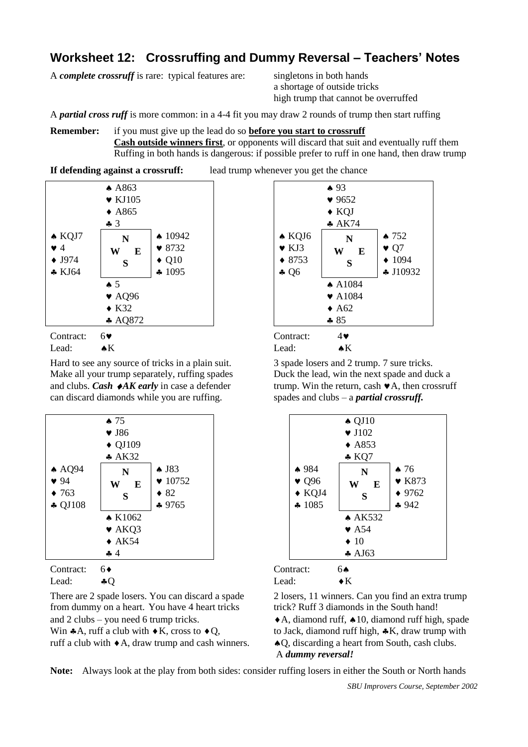## Worksheet 12: Crossruffing and Dummy Reversal – Teachers' Notes

A ***complete crossruff*** is rare: typical features are:

- singletons in both hands
- a shortage of outside tricks
- high trump that cannot be overruffed

A ***partial cross ruff*** is more common: in a 4-4 fit you may draw 2 rounds of trump then start ruffing

**Remember:** if you must give up the lead do so **before you start to crossruff**
**Cash outside winners first**, or opponents will discard that suit and eventually ruff them
Ruffing in both hands is dangerous: if possible prefer to ruff in one hand, then draw trump

**If defending against a crossruff:** lead trump whenever you get the chance

```
          ♠ A863
          ♥ KJ105
          ♦ A865
          ♣ 3
♠ KQJ7              ♠ 10942
♥ 4        N        ♥ 8732
♦ J974   W   E      ♦ Q10
♣ KJ64     S        ♣ 1095
          ♠ 5
          ♥ AQ96
          ♦ K32
          ♣ AQ872
```

Contract: 6♥
Lead: ♠K

Hard to see any source of tricks in a plain suit. Make all your trump separately, ruffing spades and clubs. ***Cash ♦AK early*** in case a defender can discard diamonds while you are ruffing.

```
          ♠ 93
          ♥ 9652
          ♦ KQJ
          ♣ AK74
♠ KQJ6              ♠ 752
♥ KJ3      N        ♥ Q7
♦ 8753   W   E      ♦ 1094
♣ Q6       S        ♣ J10932
          ♠ A1084
          ♥ A1084
          ♦ A62
          ♣ 85
```

Contract: 4♥
Lead: ♠K

3 spade losers and 2 trump. 7 sure tricks. Duck the lead, win the next spade and duck a trump. Win the return, cash ♥A, then crossruff spades and clubs – a ***partial crossruff.***

```
          ♠ 75
          ♥ J86
          ♦ QJ109
          ♣ AK32
♠ AQ94              ♠ J83
♥ 94       N        ♥ 10752
♦ 763    W   E      ♦ 82
♣ QJ108    S        ♣ 9765
          ♠ K1062
          ♥ AKQ3
          ♦ AK54
          ♣ 4
```

Contract: 6♦
Lead: ♣Q

There are 2 spade losers. You can discard a spade from dummy on a heart. You have 4 heart tricks and 2 clubs – you need 6 trump tricks.
Win ♣A, ruff a club with ♦K, cross to ♦Q, ruff a club with ♦A, draw trump and cash winners.

```
          ♠ QJ10
          ♥ J102
          ♦ A853
          ♣ KQ7
♠ 984               ♠ 76
♥ Q96      N        ♥ K873
♦ KQJ4   W   E      ♦ 9762
♣ 1085     S        ♣ 942
          ♠ AK532
          ♥ A54
          ♦ 10
          ♣ AJ63
```

Contract: 6♠
Lead: ♦K

2 losers, 11 winners. Can you find an extra trump trick? Ruff 3 diamonds in the South hand!
♦A, diamond ruff, ♠10, diamond ruff high, spade to Jack, diamond ruff high, ♣K, draw trump with ♠Q, discarding a heart from South, cash clubs.
A ***dummy reversal!***

**Note:** Always look at the play from both sides: consider ruffing losers in either the South or North hands

*SBU Improvers Course, September 2002*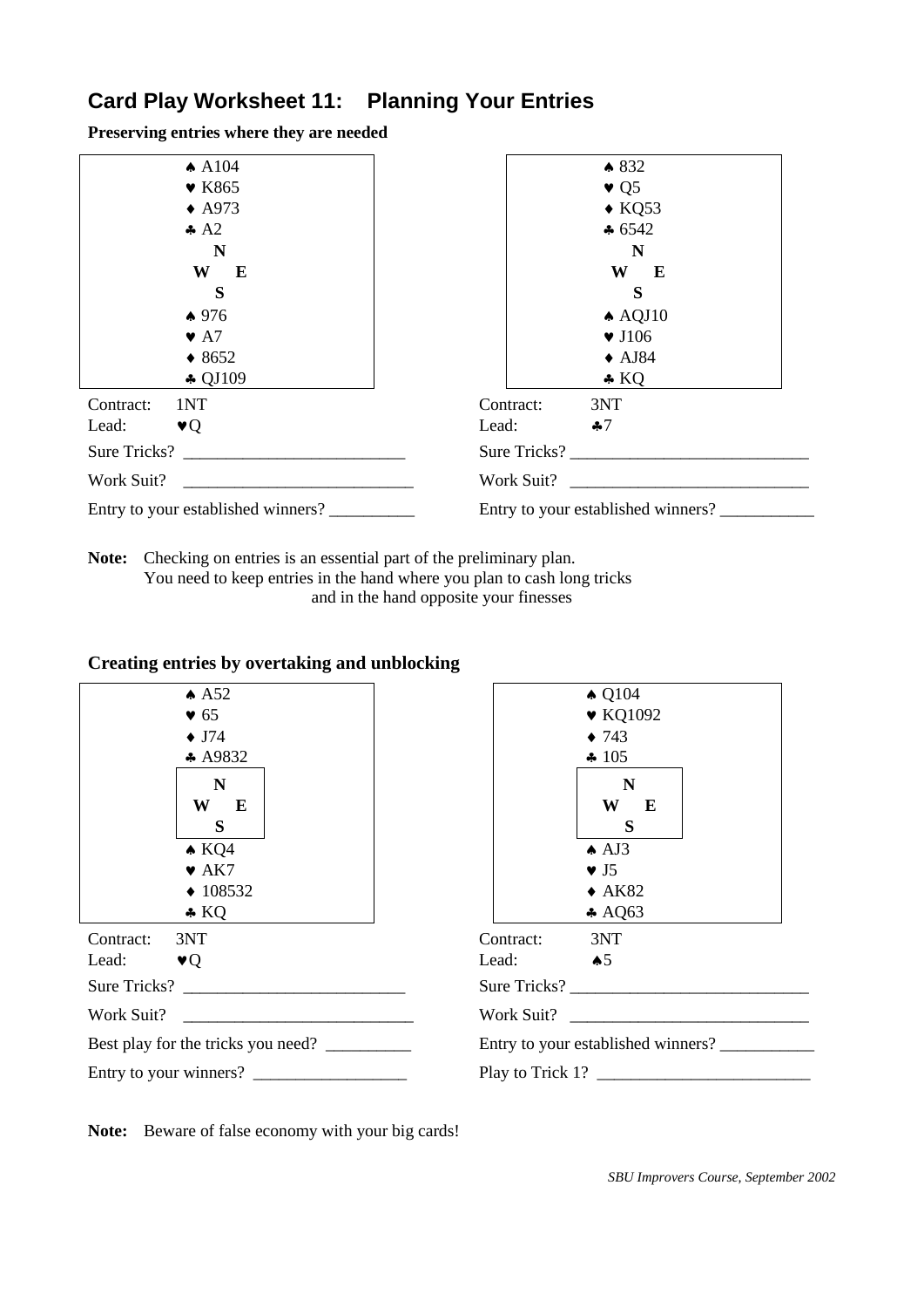# Card Play Worksheet 11: Planning Your Entries

**Preserving entries where they are needed**

| ♠ A104<br>♥ K865<br>♦ A973<br>♣ A2<br>N<br>W E<br>S<br>♠ 976<br>♥ A7<br>♦ 8652<br>♣ QJ109 | ♠ 832<br>♥ Q5<br>♦ KQ53<br>♣ 6542<br>N<br>W E<br>S<br>♠ AQJ10<br>♥ J106<br>♦ AJ84<br>♣ KQ |
|---|---|
| Contract: 1NT<br>Lead: ♥Q | Contract: 3NT<br>Lead: ♣7 |
| Sure Tricks? ________________________ | Sure Tricks? ___________________________ |
| Work Suit? __________________________ | Work Suit? ___________________________ |
| Entry to your established winners? __________ | Entry to your established winners? ___________ |

**Note:** Checking on entries is an essential part of the preliminary plan.
You need to keep entries in the hand where you plan to cash long tricks
and in the hand opposite your finesses

**Creating entries by overtaking and unblocking**

| ♠ A52<br>♥ 65<br>♦ J74<br>♣ A9832<br>N<br>W E<br>S<br>♠ KQ4<br>♥ AK7<br>♦ 108532<br>♣ KQ | ♠ Q104<br>♥ KQ1092<br>♦ 743<br>♣ 105<br>N<br>W E<br>S<br>♠ AJ3<br>♥ J5<br>♦ AK82<br>♣ AQ63 |
|---|---|
| Contract: 3NT<br>Lead: ♥Q | Contract: 3NT<br>Lead: ♠5 |
| Sure Tricks? ________________________ | Sure Tricks? ___________________________ |
| Work Suit? __________________________ | Work Suit? ___________________________ |
| Best play for the tricks you need? __________ | Entry to your established winners? ___________ |
| Entry to your winners? __________________ | Play to Trick 1? ________________________ |

**Note:** Beware of false economy with your big cards!

*SBU Improvers Course, September 2002*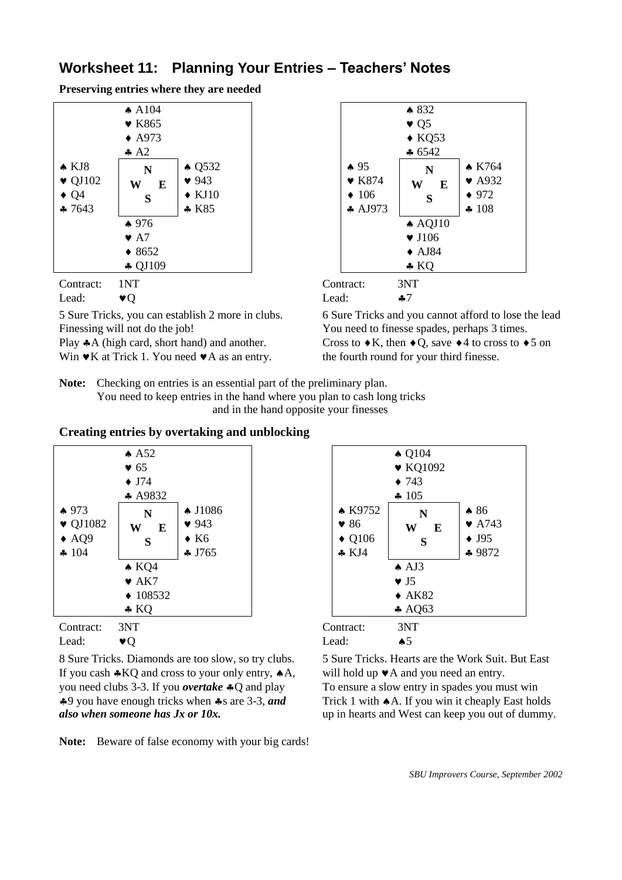## Worksheet 11: Planning Your Entries – Teachers' Notes

**Preserving entries where they are needed**

```
            ♠ A104
            ♥ K865
            ♦ A973
            ♣ A2
♠ KJ8                   ♠ Q532
♥ QJ102        N        ♥ 943
♦ Q4         W   E      ♦ KJ10
♣ 7643         S        ♣ K85
            ♠ 976
            ♥ A7
            ♦ 8652
            ♣ QJ109
```

Contract: 1NT
Lead: ♥Q

5 Sure Tricks, you can establish 2 more in clubs. Finessing will not do the job!
Play ♣A (high card, short hand) and another.
Win ♥K at Trick 1. You need ♥A as an entry.

```
            ♠ 832
            ♥ Q5
            ♦ KQ53
            ♣ 6542
♠ 95                    ♠ K764
♥ K874         N        ♥ A932
♦ 106        W   E      ♦ 972
♣ AJ973        S        ♣ 108
            ♠ AQJ10
            ♥ J106
            ♦ AJ84
            ♣ KQ
```

Contract: 3NT
Lead: ♣7

6 Sure Tricks and you cannot afford to lose the lead
You need to finesse spades, perhaps 3 times.
Cross to ♦K, then ♦Q, save ♦4 to cross to ♦5 on the fourth round for your third finesse.

**Note:** Checking on entries is an essential part of the preliminary plan.
You need to keep entries in the hand where you plan to cash long tricks and in the hand opposite your finesses

**Creating entries by overtaking and unblocking**

```
            ♠ A52
            ♥ 65
            ♦ J74
            ♣ A9832
♠ 973                   ♠ J1086
♥ QJ1082       N        ♥ 943
♦ AQ9        W   E      ♦ K6
♣ 104          S        ♣ J765
            ♠ KQ4
            ♥ AK7
            ♦ 108532
            ♣ KQ
```

Contract: 3NT
Lead: ♥Q

8 Sure Tricks. Diamonds are too slow, so try clubs. If you cash ♣KQ and cross to your only entry, ♠A, you need clubs 3-3. If you ***overtake*** ♣Q and play ♣9 you have enough tricks when ♣s are 3-3, ***and also when someone has Jx or 10x.***

```
            ♠ Q104
            ♥ KQ1092
            ♦ 743
            ♣ 105
♠ K9752                 ♠ 86
♥ 86           N        ♥ A743
♦ Q106       W   E      ♦ J95
♣ KJ4          S        ♣ 9872
            ♠ AJ3
            ♥ J5
            ♦ AK82
            ♣ AQ63
```

Contract: 3NT
Lead: ♠5

5 Sure Tricks. Hearts are the Work Suit. But East will hold up ♥A and you need an entry.
To ensure a slow entry in spades you must win Trick 1 with ♠A. If you win it cheaply East holds up in hearts and West can keep you out of dummy.

**Note:** Beware of false economy with your big cards!

*SBU Improvers Course, September 2002*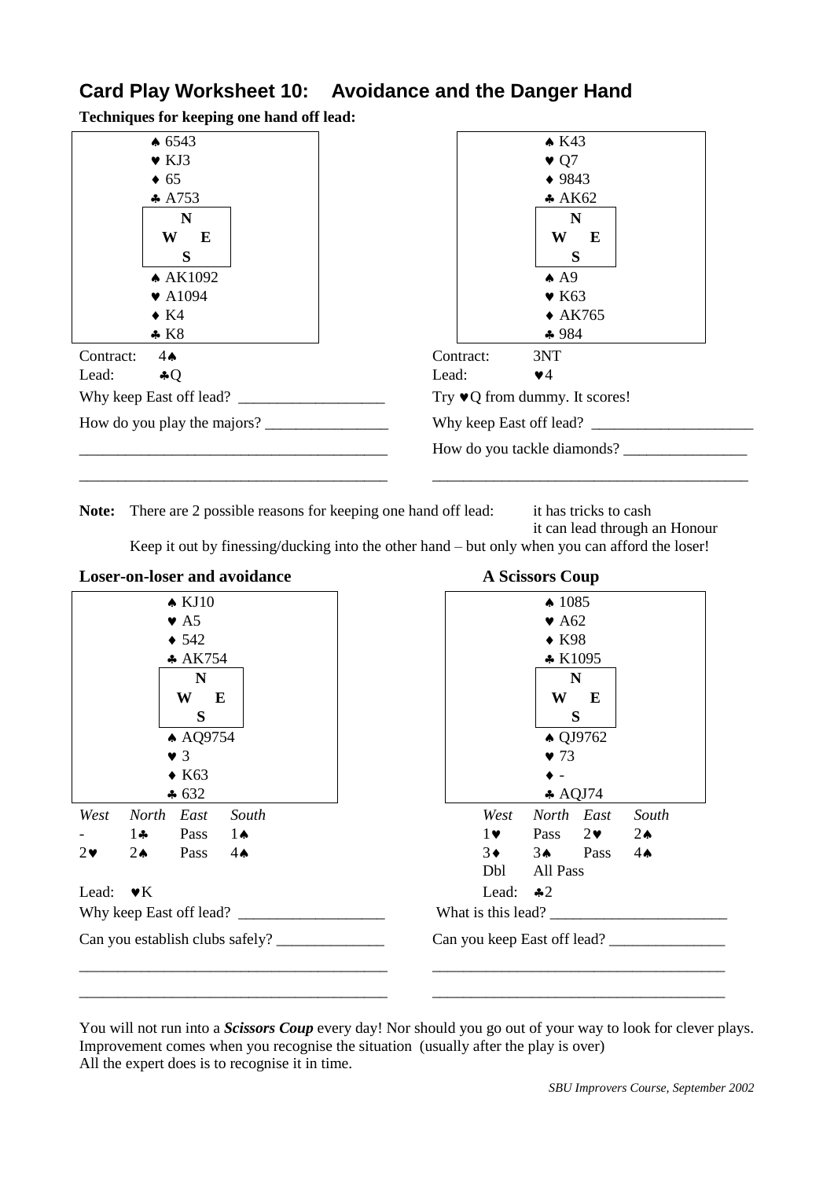## Card Play Worksheet 10: Avoidance and the Danger Hand

**Techniques for keeping one hand off lead:**

```
        ♠ 6543
        ♥ KJ3
        ♦ 65
        ♣ A753
         N
       W   E
         S
        ♠ AK1092
        ♥ A1094
        ♦ K4
        ♣ K8
```

Contract: 4♠

Lead: ♣Q

Why keep East off lead? ___________________

How do you play the majors? ________________

_________________________________________

_________________________________________

```
        ♠ K43
        ♥ Q7
        ♦ 9843
        ♣ AK62
         N
       W   E
         S
        ♠ A9
        ♥ K63
        ♦ AK765
        ♣ 984
```

Contract: 3NT

Lead: ♥4

Try ♥Q from dummy. It scores!

Why keep East off lead? _____________________

How do you tackle diamonds? ________________

_________________________________________

**Note:** There are 2 possible reasons for keeping one hand off lead: it has tricks to cash; it can lead through an Honour

Keep it out by finessing/ducking into the other hand – but only when you can afford the loser!

### Loser-on-loser and avoidance

```
        ♠ KJ10
        ♥ A5
        ♦ 542
        ♣ AK754
         N
       W   E
         S
        ♠ AQ9754
        ♥ 3
        ♦ K63
        ♣ 632
```

| *West* | *North* | *East* | *South* |
|---|---|---|---|
| - | 1♣ | Pass | 1♠ |
| 2♥ | 2♠ | Pass | 4♠ |

Lead: ♥K

Why keep East off lead? ___________________

Can you establish clubs safely? ______________

_________________________________________

_________________________________________

### A Scissors Coup

```
        ♠ 1085
        ♥ A62
        ♦ K98
        ♣ K1095
         N
       W   E
         S
        ♠ QJ9762
        ♥ 73
        ♦ -
        ♣ AQJ74
```

| *West* | *North* | *East* | *South* |
|---|---|---|---|
| 1♥ | Pass | 2♥ | 2♠ |
| 3♦ | 3♠ | Pass | 4♠ |
| Dbl | All Pass | | |

Lead: ♣2

What is this lead? _______________________

Can you keep East off lead? _______________

_________________________________________

_________________________________________

You will not run into a ***Scissors Coup*** every day! Nor should you go out of your way to look for clever plays. Improvement comes when you recognise the situation (usually after the play is over)
All the expert does is to recognise it in time.

*SBU Improvers Course, September 2002*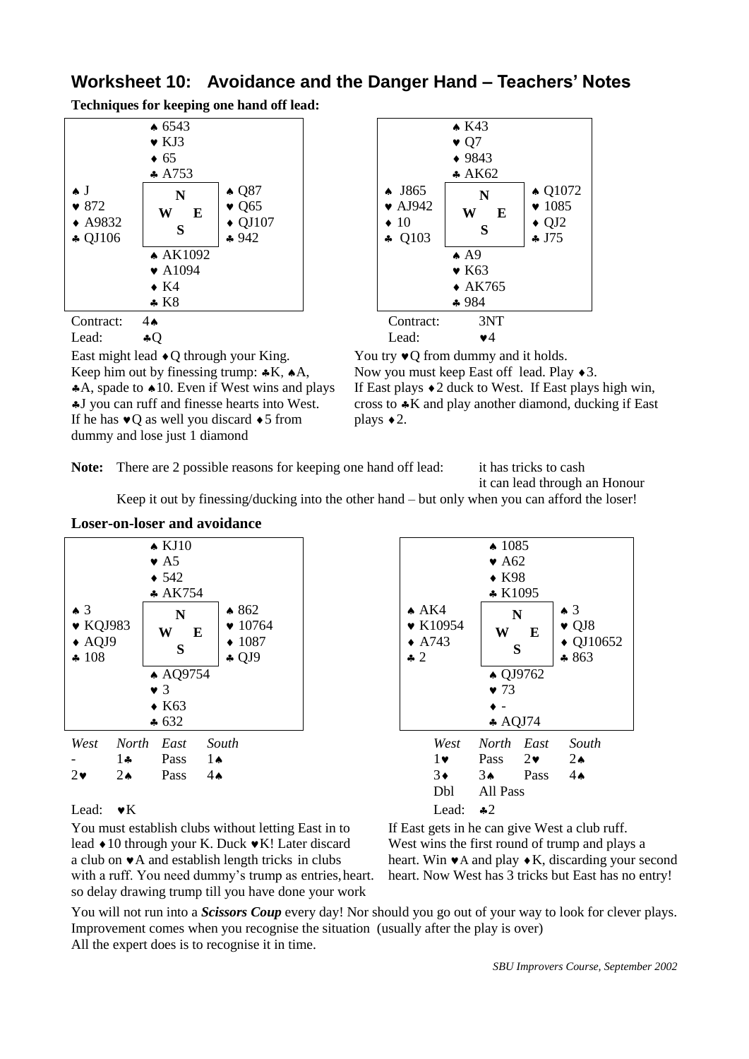# Worksheet 10: Avoidance and the Danger Hand – Teachers' Notes

**Techniques for keeping one hand off lead:**

```
              ♠ 6543
              ♥ KJ3
              ♦ 65
              ♣ A753
♠ J                         ♠ Q87
♥ 872           N           ♥ Q65
♦ A9832       W   E         ♦ QJ107
♣ QJ106         S           ♣ 942
              ♠ AK1092
              ♥ A1094
              ♦ K4
              ♣ K8
```

Contract: 4♠
Lead: ♣Q

East might lead ♦Q through your King. Keep him out by finessing trump: ♣K, ♠A, ♣A, spade to ♠10. Even if West wins and plays ♣J you can ruff and finesse hearts into West. If he has ♥Q as well you discard ♦5 from dummy and lose just 1 diamond

```
              ♠ K43
              ♥ Q7
              ♦ 9843
              ♣ AK62
♠ J865                      ♠ Q1072
♥ AJ942         N           ♥ 1085
♦ 10          W   E         ♦ QJ2
♣ Q103          S           ♣ J75
              ♠ A9
              ♥ K63
              ♦ AK765
              ♣ 984
```

Contract: 3NT
Lead: ♥4

You try ♥Q from dummy and it holds. Now you must keep East off lead. Play ♦3. If East plays ♦2 duck to West. If East plays high win, cross to ♣K and play another diamond, ducking if East plays ♦2.

**Note:** There are 2 possible reasons for keeping one hand off lead: it has tricks to cash; it can lead through an Honour

Keep it out by finessing/ducking into the other hand – but only when you can afford the loser!

**Loser-on-loser and avoidance**

```
              ♠ KJ10
              ♥ A5
              ♦ 542
              ♣ AK754
♠ 3                         ♠ 862
♥ KQJ983        N           ♥ 10764
♦ AQJ9        W   E         ♦ 1087
♣ 108           S           ♣ QJ9
              ♠ AQ9754
              ♥ 3
              ♦ K63
              ♣ 632
```

| *West* | *North* | *East* | *South* |
|---|---|---|---|
| - | 1♣ | Pass | 1♠ |
| 2♥ | 2♠ | Pass | 4♠ |

Lead: ♥K

You must establish clubs without letting East in to lead ♦10 through your K. Duck ♥K! Later discard a club on ♥A and establish length tricks in clubs with a ruff. You need dummy's trump as entries, so delay drawing trump till you have done your work

```
              ♠ 1085
              ♥ A62
              ♦ K98
              ♣ K1095
♠ AK4                       ♠ 3
♥ K10954        N           ♥ QJ8
♦ A743        W   E         ♦ QJ10652
♣ 2             S           ♣ 863
              ♠ QJ9762
              ♥ 73
              ♦ -
              ♣ AQJ74
```

| *West* | *North* | *East* | *South* |
|---|---|---|---|
| 1♥ | Pass | 2♥ | 2♠ |
| 3♦ | 3♠ | Pass | 4♠ |
| Dbl | All Pass | | |

Lead: ♣2

If East gets in he can give West a club ruff. West wins the first round of trump and plays a heart. Win ♥A and play ♦K, discarding your second heart. Now West has 3 tricks but East has no entry!

You will not run into a ***Scissors Coup*** every day! Nor should you go out of your way to look for clever plays. Improvement comes when you recognise the situation (usually after the play is over)
All the expert does is to recognise it in time.

*SBU Improvers Course, September 2002*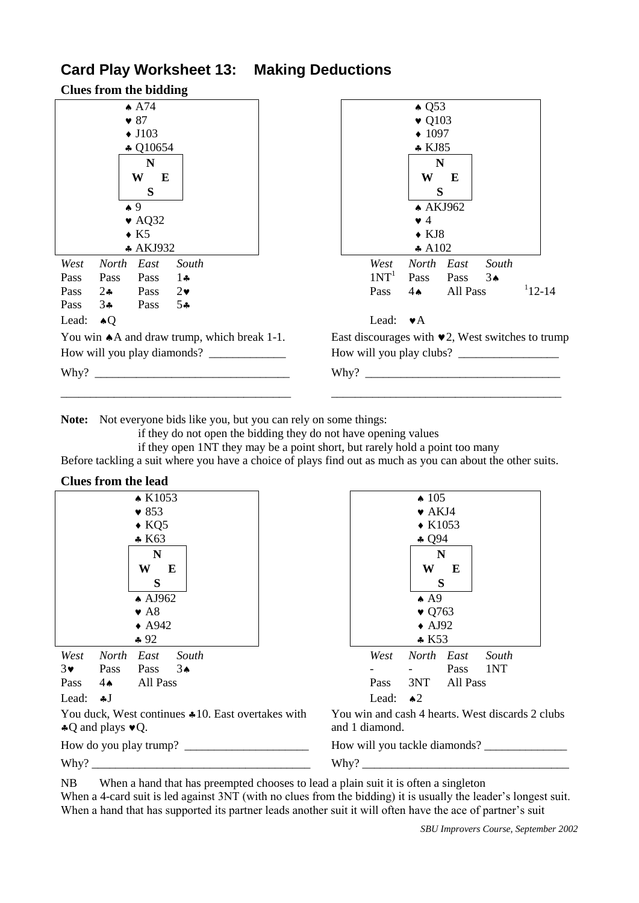## Card Play Worksheet 13: Making Deductions

### Clues from the bidding

**Hand 1**

North: ♠ A74 ♥ 87 ♦ J103 ♣ Q10654

South: ♠ 9 ♥ AQ32 ♦ K5 ♣ AKJ932

| West | North | East | South |
|---|---|---|---|
| Pass | Pass | Pass | 1♣ |
| Pass | 2♣ | Pass | 2♥ |
| Pass | 3♣ | Pass | 5♣ |

Lead: ♠Q

You win ♠A and draw trump, which break 1-1.

How will you play diamonds? _____________

Why? _________________________________

_________________________________________

**Hand 2**

North: ♠ Q53 ♥ Q103 ♦ 1097 ♣ KJ85

South: ♠ AKJ962 ♥ 4 ♦ KJ8 ♣ A102

| West | North | East | South |
|---|---|---|---|
| 1NT[1] | Pass | Pass | 3♠ |
| Pass | 4♠ | All Pass | |

[1] 12-14

Lead: ♥A

East discourages with ♥2, West switches to trump

How will you play clubs? _________________

Why? _________________________________

_________________________________________

**Note:** Not everyone bids like you, but you can rely on some things:

- if they do not open the bidding they do not have opening values
- if they open 1NT they may be a point short, but rarely hold a point too many

Before tackling a suit where you have a choice of plays find out as much as you can about the other suits.

### Clues from the lead

**Hand 3**

North: ♠ K1053 ♥ 853 ♦ KQ5 ♣ K63

South: ♠ AJ962 ♥ A8 ♦ A942 ♣ 92

| West | North | East | South |
|---|---|---|---|
| 3♥ | Pass | Pass | 3♠ |
| Pass | 4♠ | All Pass | |

Lead: ♣J

You duck, West continues ♣10. East overtakes with ♣Q and plays ♥Q.

How do you play trump? _____________________

Why? _____________________________________

**Hand 4**

North: ♠ 105 ♥ AKJ4 ♦ K1053 ♣ Q94

South: ♠ A9 ♥ Q763 ♦ AJ92 ♣ K53

| West | North | East | South |
|---|---|---|---|
| - | - | Pass | 1NT |
| Pass | 3NT | All Pass | |

Lead: ♠2

You win and cash 4 hearts. West discards 2 clubs and 1 diamond.

How will you tackle diamonds? ______________

Why? _____________________________________

NB When a hand that has preempted chooses to lead a plain suit it is often a singleton

When a 4-card suit is led against 3NT (with no clues from the bidding) it is usually the leader's longest suit.

When a hand that has supported its partner leads another suit it will often have the ace of partner's suit

*SBU Improvers Course, September 2002*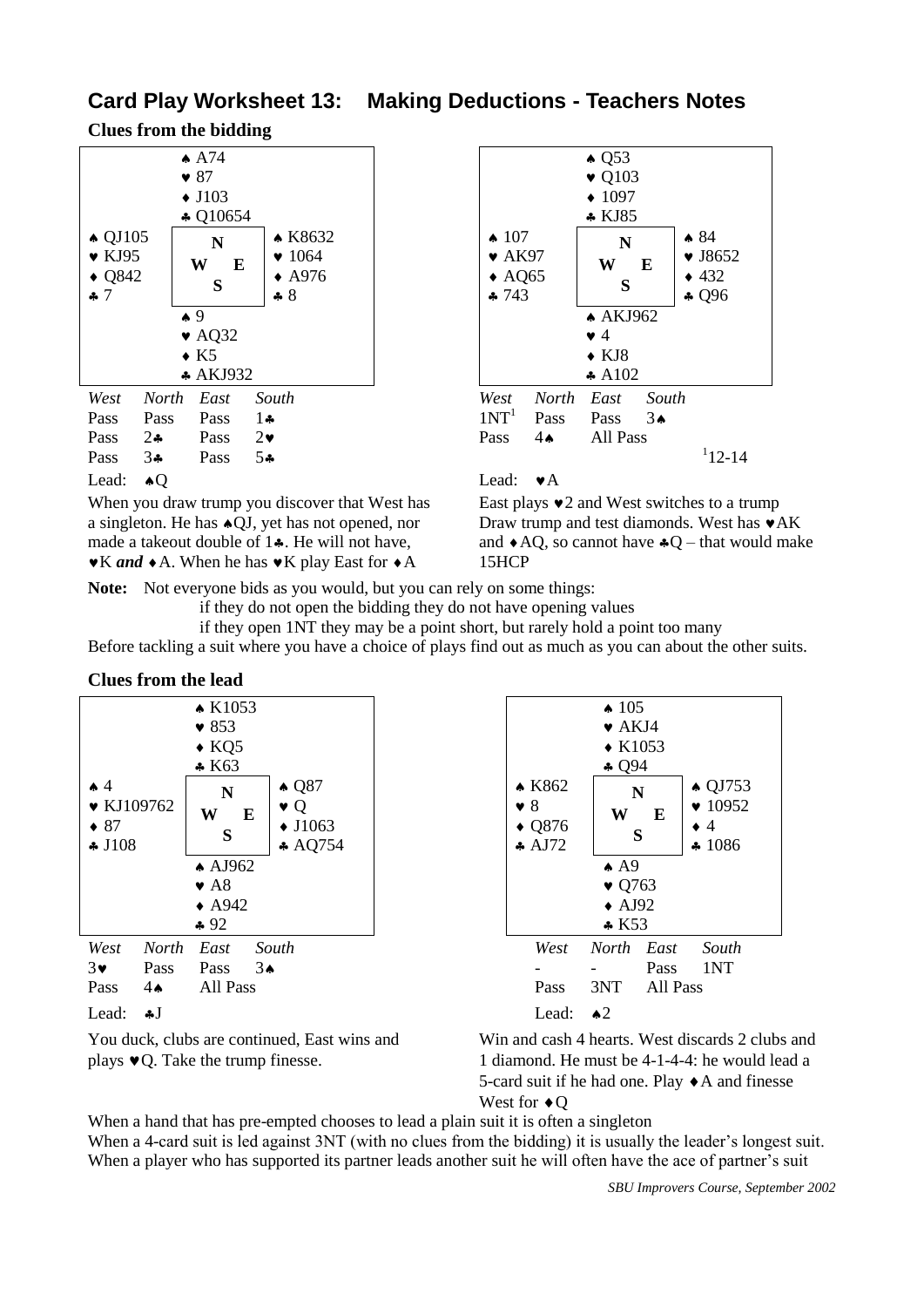## Card Play Worksheet 13: Making Deductions - Teachers Notes

### Clues from the bidding

**Hand 1**

North: ♠ A74 ♥ 87 ♦ J103 ♣ Q10654

West: ♠ QJ105 ♥ KJ95 ♦ Q842 ♣ 7

East: ♠ K8632 ♥ 1064 ♦ A976 ♣ 8

South: ♠ 9 ♥ AQ32 ♦ K5 ♣ AKJ932

| West | North | East | South |
|---|---|---|---|
| Pass | Pass | Pass | 1♣ |
| Pass | 2♣ | Pass | 2♥ |
| Pass | 3♣ | Pass | 5♣ |

Lead: ♠Q

When you draw trump you discover that West has a singleton. He has ♠QJ, yet has not opened, nor made a takeout double of 1♣. He will not have, ♥K *and* ♦A. When he has ♥K play East for ♦A

**Hand 2**

North: ♠ Q53 ♥ Q103 ♦ 1097 ♣ KJ85

West: ♠ 107 ♥ AK97 ♦ AQ65 ♣ 743

East: ♠ 84 ♥ J8652 ♦ 432 ♣ Q96

South: ♠ AKJ962 ♥ 4 ♦ KJ8 ♣ A102

| West | North | East | South |
|---|---|---|---|
| 1NT[1] | Pass | Pass | 3♠ |
| Pass | 4♠ | All Pass | |

[1] 12-14

Lead: ♥A

East plays ♥2 and West switches to a trump Draw trump and test diamonds. West has ♥AK and ♦AQ, so cannot have ♣Q – that would make 15HCP

**Note:** Not everyone bids as you would, but you can rely on some things:
if they do not open the bidding they do not have opening values
if they open 1NT they may be a point short, but rarely hold a point too many

Before tackling a suit where you have a choice of plays find out as much as you can about the other suits.

### Clues from the lead

**Hand 3**

North: ♠ K1053 ♥ 853 ♦ KQ5 ♣ K63

West: ♠ 4 ♥ KJ109762 ♦ 87 ♣ J108

East: ♠ Q87 ♥ Q ♦ J1063 ♣ AQ754

South: ♠ AJ962 ♥ A8 ♦ A942 ♣ 92

| West | North | East | South |
|---|---|---|---|
| 3♥ | Pass | Pass | 3♠ |
| Pass | 4♠ | All Pass | |

Lead: ♣J

You duck, clubs are continued, East wins and plays ♥Q. Take the trump finesse.

**Hand 4**

North: ♠ 105 ♥ AKJ4 ♦ K1053 ♣ Q94

West: ♠ K862 ♥ 8 ♦ Q876 ♣ AJ72

East: ♠ QJ753 ♥ 10952 ♦ 4 ♣ 1086

South: ♠ A9 ♥ Q763 ♦ AJ92 ♣ K53

| West | North | East | South |
|---|---|---|---|
| - | - | Pass | 1NT |
| Pass | 3NT | All Pass | |

Lead: ♠2

Win and cash 4 hearts. West discards 2 clubs and 1 diamond. He must be 4-1-4-4: he would lead a 5-card suit if he had one. Play ♦A and finesse West for ♦Q

When a hand that has pre-empted chooses to lead a plain suit it is often a singleton
When a 4-card suit is led against 3NT (with no clues from the bidding) it is usually the leader's longest suit.
When a player who has supported its partner leads another suit he will often have the ace of partner's suit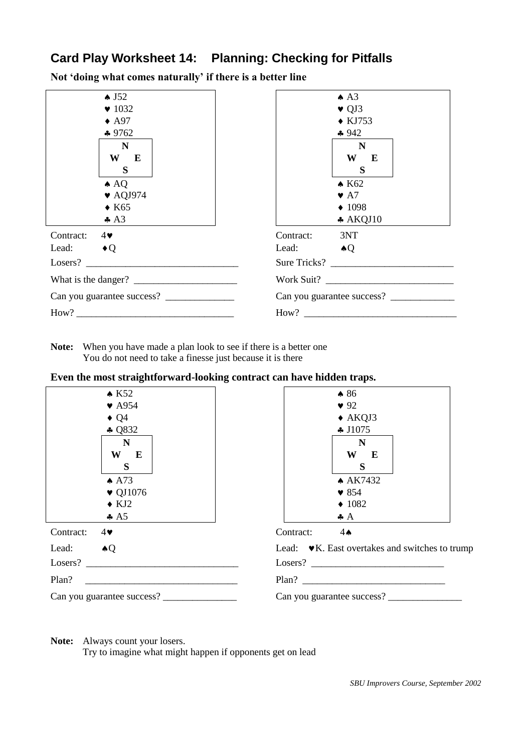## Card Play Worksheet 14: Planning: Checking for Pitfalls

**Not 'doing what comes naturally' if there is a better line**

```
       ♠ J52
       ♥ 1032
       ♦ A97
       ♣ 9762
        N
      W   E
        S
       ♠ AQ
       ♥ AQJ974
       ♦ K65
       ♣ A3
```

Contract: 4♥

Lead: ♦Q

Losers? ______________________________

What is the danger? ____________________

Can you guarantee success? _____________

How? ______________________________

```
       ♠ A3
       ♥ QJ3
       ♦ KJ753
       ♣ 942
        N
      W   E
        S
       ♠ K62
       ♥ A7
       ♦ 1098
       ♣ AKQJ10
```

Contract: 3NT

Lead: ♠Q

Sure Tricks? _________________________

Work Suit? __________________________

Can you guarantee success? ____________

How? ______________________________

**Note:** When you have made a plan look to see if there is a better one
You do not need to take a finesse just because it is there

**Even the most straightforward-looking contract can have hidden traps.**

```
       ♠ K52
       ♥ A954
       ♦ Q4
       ♣ Q832
        N
      W   E
        S
       ♠ A73
       ♥ QJ1076
       ♦ KJ2
       ♣ A5
```

Contract: 4♥

Lead: ♠Q

Losers? ______________________________

Plan? ______________________________

Can you guarantee success? ______________

```
       ♠ 86
       ♥ 92
       ♦ AKQJ3
       ♣ J1075
        N
      W   E
        S
       ♠ AK7432
       ♥ 854
       ♦ 1082
       ♣ A
```

Contract: 4♠

Lead: ♥K. East overtakes and switches to trump

Losers? __________________________

Plan? ____________________________

Can you guarantee success? ______________

**Note:** Always count your losers.
Try to imagine what might happen if opponents get on lead

*SBU Improvers Course, September 2002*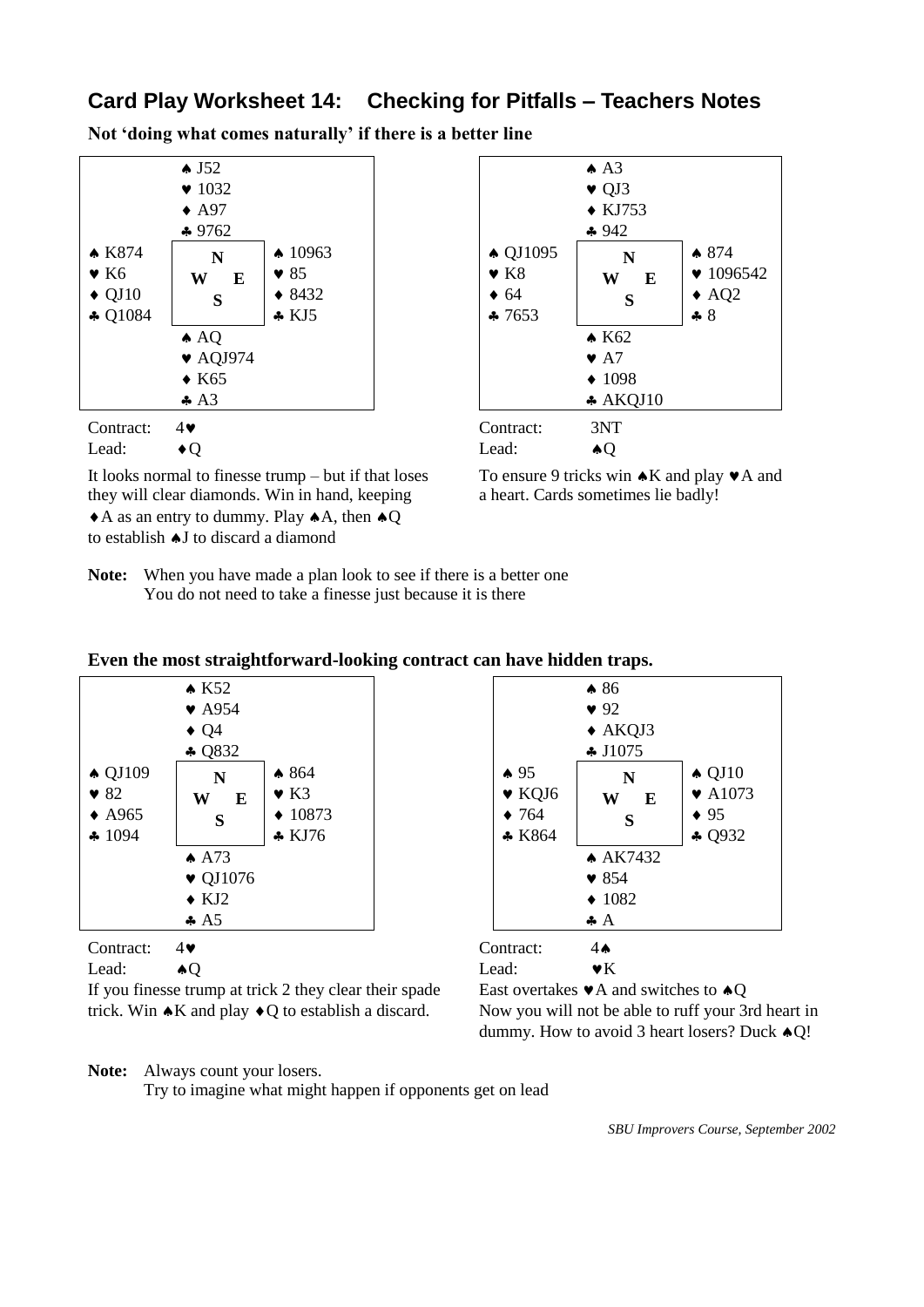## Card Play Worksheet 14: Checking for Pitfalls – Teachers Notes

**Not 'doing what comes naturally' if there is a better line**

| | | |
|---|---|---|
| | ♠ J52<br>♥ 1032<br>♦ A97<br>♣ 9762 | |
| ♠ K874<br>♥ K6<br>♦ QJ10<br>♣ Q1084 | N<br>W E<br>S | ♠ 10963<br>♥ 85<br>♦ 8432<br>♣ KJ5 |
| | ♠ AQ<br>♥ AQJ974<br>♦ K65<br>♣ A3 | |

Contract: 4♥
Lead: ♦Q

It looks normal to finesse trump – but if that loses they will clear diamonds. Win in hand, keeping ♦A as an entry to dummy. Play ♠A, then ♠Q to establish ♠J to discard a diamond

| | | |
|---|---|---|
| | ♠ A3<br>♥ QJ3<br>♦ KJ753<br>♣ 942 | |
| ♠ QJ1095<br>♥ K8<br>♦ 64<br>♣ 7653 | N<br>W E<br>S | ♠ 874<br>♥ 1096542<br>♦ AQ2<br>♣ 8 |
| | ♠ K62<br>♥ A7<br>♦ 1098<br>♣ AKQJ10 | |

Contract: 3NT
Lead: ♠Q

To ensure 9 tricks win ♠K and play ♥A and a heart. Cards sometimes lie badly!

**Note:** When you have made a plan look to see if there is a better one
You do not need to take a finesse just because it is there

**Even the most straightforward-looking contract can have hidden traps.**

| | | |
|---|---|---|
| | ♠ K52<br>♥ A954<br>♦ Q4<br>♣ Q832 | |
| ♠ QJ109<br>♥ 82<br>♦ A965<br>♣ 1094 | N<br>W E<br>S | ♠ 864<br>♥ K3<br>♦ 10873<br>♣ KJ76 |
| | ♠ A73<br>♥ QJ1076<br>♦ KJ2<br>♣ A5 | |

Contract: 4♥
Lead: ♠Q

If you finesse trump at trick 2 they clear their spade trick. Win ♠K and play ♦Q to establish a discard.

| | | |
|---|---|---|
| | ♠ 86<br>♥ 92<br>♦ AKQJ3<br>♣ J1075 | |
| ♠ 95<br>♥ KQJ6<br>♦ 764<br>♣ K864 | N<br>W E<br>S | ♠ QJ10<br>♥ A1073<br>♦ 95<br>♣ Q932 |
| | ♠ AK7432<br>♥ 854<br>♦ 1082<br>♣ A | |

Contract: 4♠
Lead: ♥K

East overtakes ♥A and switches to ♠Q
Now you will not be able to ruff your 3rd heart in dummy. How to avoid 3 heart losers? Duck ♠Q!

**Note:** Always count your losers.
Try to imagine what might happen if opponents get on lead

*SBU Improvers Course, September 2002*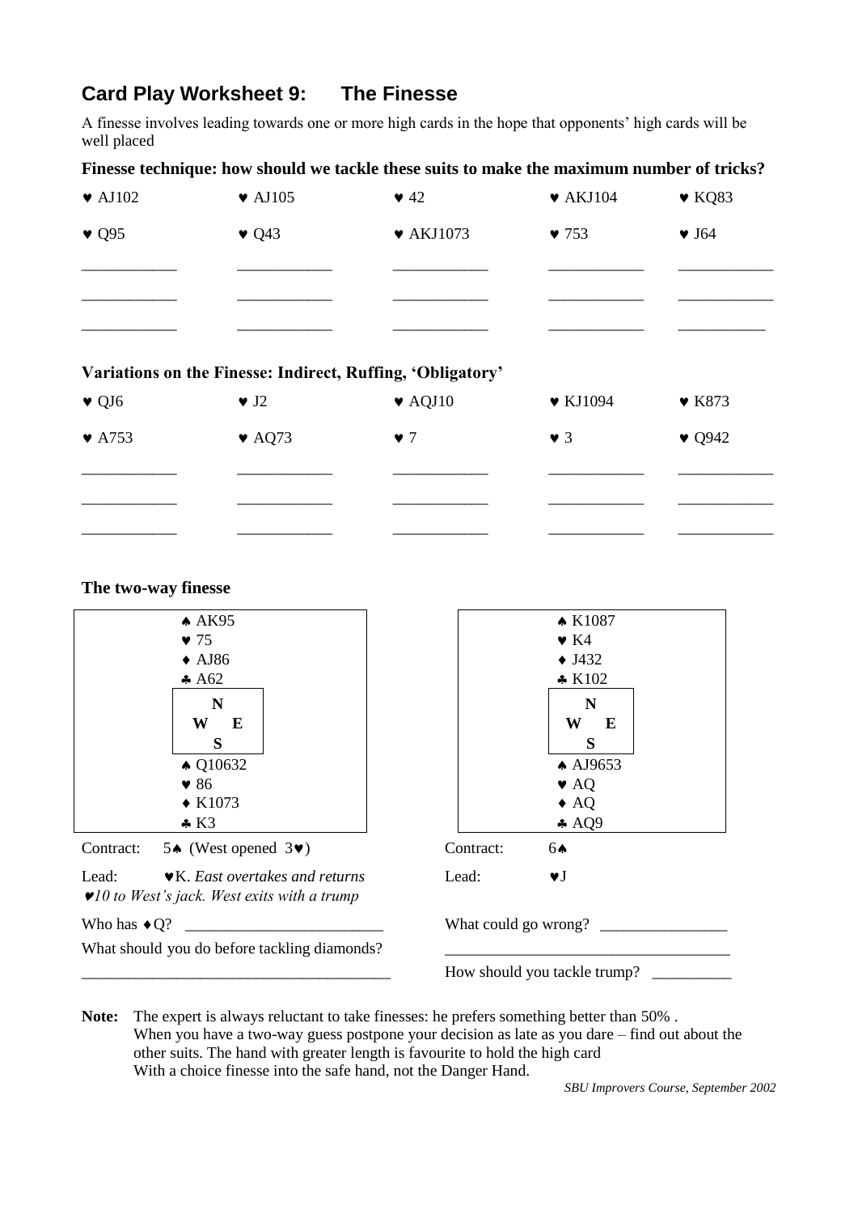## Card Play Worksheet 9: The Finesse

A finesse involves leading towards one or more high cards in the hope that opponents' high cards will be well placed

**Finesse technique: how should we tackle these suits to make the maximum number of tricks?**

| | | | | |
|---|---|---|---|---|
| ♥ AJ102 | ♥ AJ105 | ♥ 42 | ♥ AKJ104 | ♥ KQ83 |
| ♥ Q95 | ♥ Q43 | ♥ AKJ1073 | ♥ 753 | ♥ J64 |
| ____________ | ____________ | ____________ | ____________ | ____________ |
| ____________ | ____________ | ____________ | ____________ | ____________ |
| ____________ | ____________ | ____________ | ____________ | ____________ |

**Variations on the Finesse: Indirect, Ruffing, 'Obligatory'**

| | | | | |
|---|---|---|---|---|
| ♥ QJ6 | ♥ J2 | ♥ AQJ10 | ♥ KJ1094 | ♥ K873 |
| ♥ A753 | ♥ AQ73 | ♥ 7 | ♥ 3 | ♥ Q942 |
| ____________ | ____________ | ____________ | ____________ | ____________ |
| ____________ | ____________ | ____________ | ____________ | ____________ |
| ____________ | ____________ | ____________ | ____________ | ____________ |

**The two-way finesse**

North:
♠ AK95
♥ 75
♦ AJ86
♣ A62

South:
♠ Q10632
♥ 86
♦ K1073
♣ K3

Contract: 5♠ (West opened 3♥)

Lead: ♥K. *East overtakes and returns ♥10 to West's jack. West exits with a trump*

Who has ♦Q? ________________________

What should you do before tackling diamonds?

______________________________________

North:
♠ K1087
♥ K4
♦ J432
♣ K102

South:
♠ AJ9653
♥ AQ
♦ AQ
♣ AQ9

Contract: 6♠

Lead: ♥J

What could go wrong? ________________

__________________________________

How should you tackle trump? __________

**Note:** The expert is always reluctant to take finesses: he prefers something better than 50% .
When you have a two-way guess postpone your decision as late as you dare – find out about the other suits. The hand with greater length is favourite to hold the high card
With a choice finesse into the safe hand, not the Danger Hand.

*SBU Improvers Course, September 2002*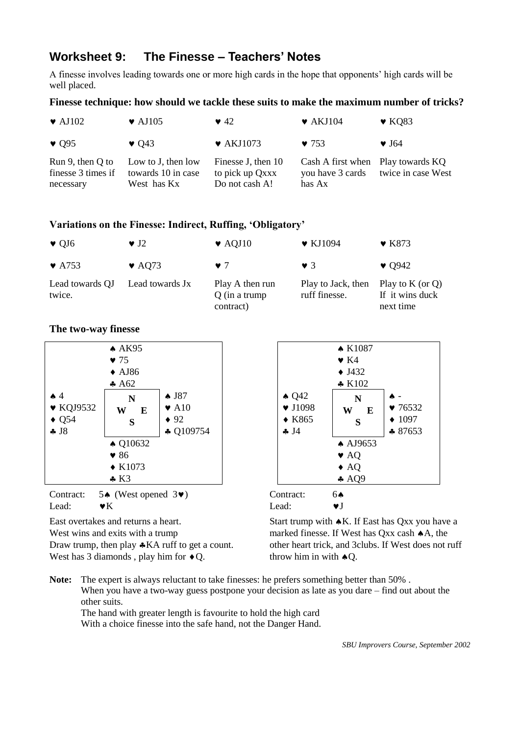## Worksheet 9: The Finesse – Teachers' Notes

A finesse involves leading towards one or more high cards in the hope that opponents' high cards will be well placed.

**Finesse technique: how should we tackle these suits to make the maximum number of tricks?**

| | | | | |
|---|---|---|---|---|
| ♥ AJ102 | ♥ AJ105 | ♥ 42 | ♥ AKJ104 | ♥ KQ83 |
| ♥ Q95 | ♥ Q43 | ♥ AKJ1073 | ♥ 753 | ♥ J64 |
| Run 9, then Q to finesse 3 times if necessary | Low to J, then low towards 10 in case West has Kx | Finesse J, then 10 to pick up Qxxx Do not cash A! | Cash A first when you have 3 cards has Ax | Play towards KQ twice in case West |

**Variations on the Finesse: Indirect, Ruffing, 'Obligatory'**

| | | | | |
|---|---|---|---|---|
| ♥ QJ6 | ♥ J2 | ♥ AQJ10 | ♥ KJ1094 | ♥ K873 |
| ♥ A753 | ♥ AQ73 | ♥ 7 | ♥ 3 | ♥ Q942 |
| Lead towards QJ twice. | Lead towards Jx | Play A then run Q (in a trump contract) | Play to Jack, then ruff finesse. | Play to K (or Q) If it wins duck next time |

**The two-way finesse**

North: ♠ AK95 ♥ 75 ♦ AJ86 ♣ A62

West: ♠ 4 ♥ KQJ9532 ♦ Q54 ♣ J8

East: ♠ J87 ♥ A10 ♦ 92 ♣ Q109754

South: ♠ Q10632 ♥ 86 ♦ K1073 ♣ K3

Contract: 5♠ (West opened 3♥)
Lead: ♥K

East overtakes and returns a heart.
West wins and exits with a trump
Draw trump, then play ♣KA ruff to get a count.
West has 3 diamonds , play him for ♦Q.

North: ♠ K1087 ♥ K4 ♦ J432 ♣ K102

West: ♠ Q42 ♥ J1098 ♦ K865 ♣ J4

East: ♠ - ♥ 76532 ♦ 1097 ♣ 87653

South: ♠ AJ9653 ♥ AQ ♦ AQ ♣ AQ9

Contract: 6♠
Lead: ♥J

Start trump with ♠K. If East has Qxx you have a marked finesse. If West has Qxx cash ♠A, the other heart trick, and 3clubs. If West does not ruff throw him in with ♠Q.

**Note:** The expert is always reluctant to take finesses: he prefers something better than 50% .
When you have a two-way guess postpone your decision as late as you dare – find out about the other suits.
The hand with greater length is favourite to hold the high card
With a choice finesse into the safe hand, not the Danger Hand.

*SBU Improvers Course, September 2002*